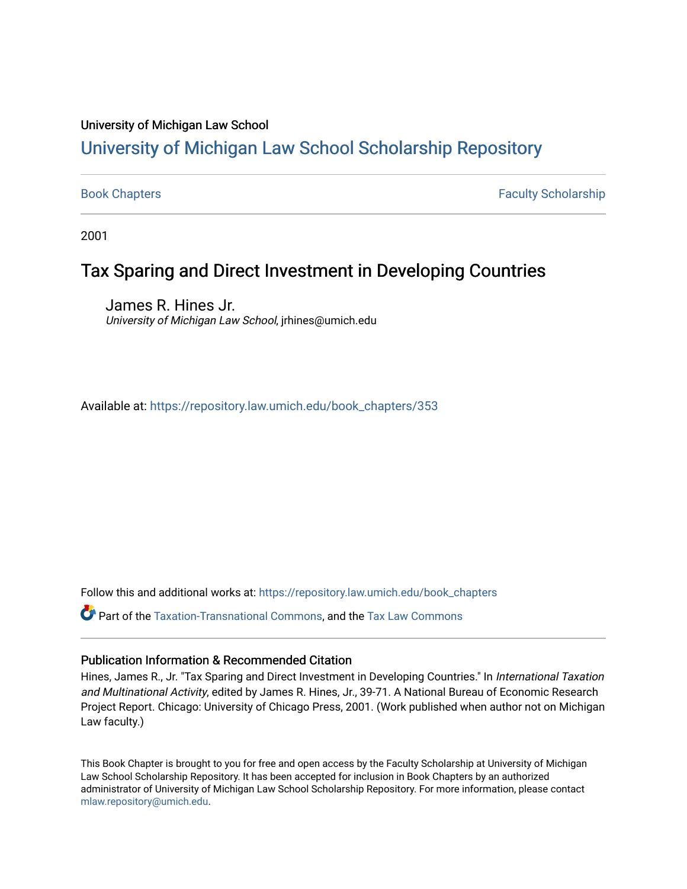University of Michigan Law School

# University of Michigan Law School Scholarship Repository

Book Chapters | Faculty Scholarship

2001

## Tax Sparing and Direct Investment in Developing Countries

James R. Hines Jr.
*University of Michigan Law School*, jrhines@umich.edu

Available at: https://repository.law.umich.edu/book_chapters/353

Follow this and additional works at: https://repository.law.umich.edu/book_chapters

Part of the Taxation-Transnational Commons, and the Tax Law Commons

### Publication Information & Recommended Citation

Hines, James R., Jr. "Tax Sparing and Direct Investment in Developing Countries." In *International Taxation and Multinational Activity*, edited by James R. Hines, Jr., 39-71. A National Bureau of Economic Research Project Report. Chicago: University of Chicago Press, 2001. (Work published when author not on Michigan Law faculty.)

This Book Chapter is brought to you for free and open access by the Faculty Scholarship at University of Michigan Law School Scholarship Repository. It has been accepted for inclusion in Book Chapters by an authorized administrator of University of Michigan Law School Scholarship Repository. For more information, please contact mlaw.repository@umich.edu.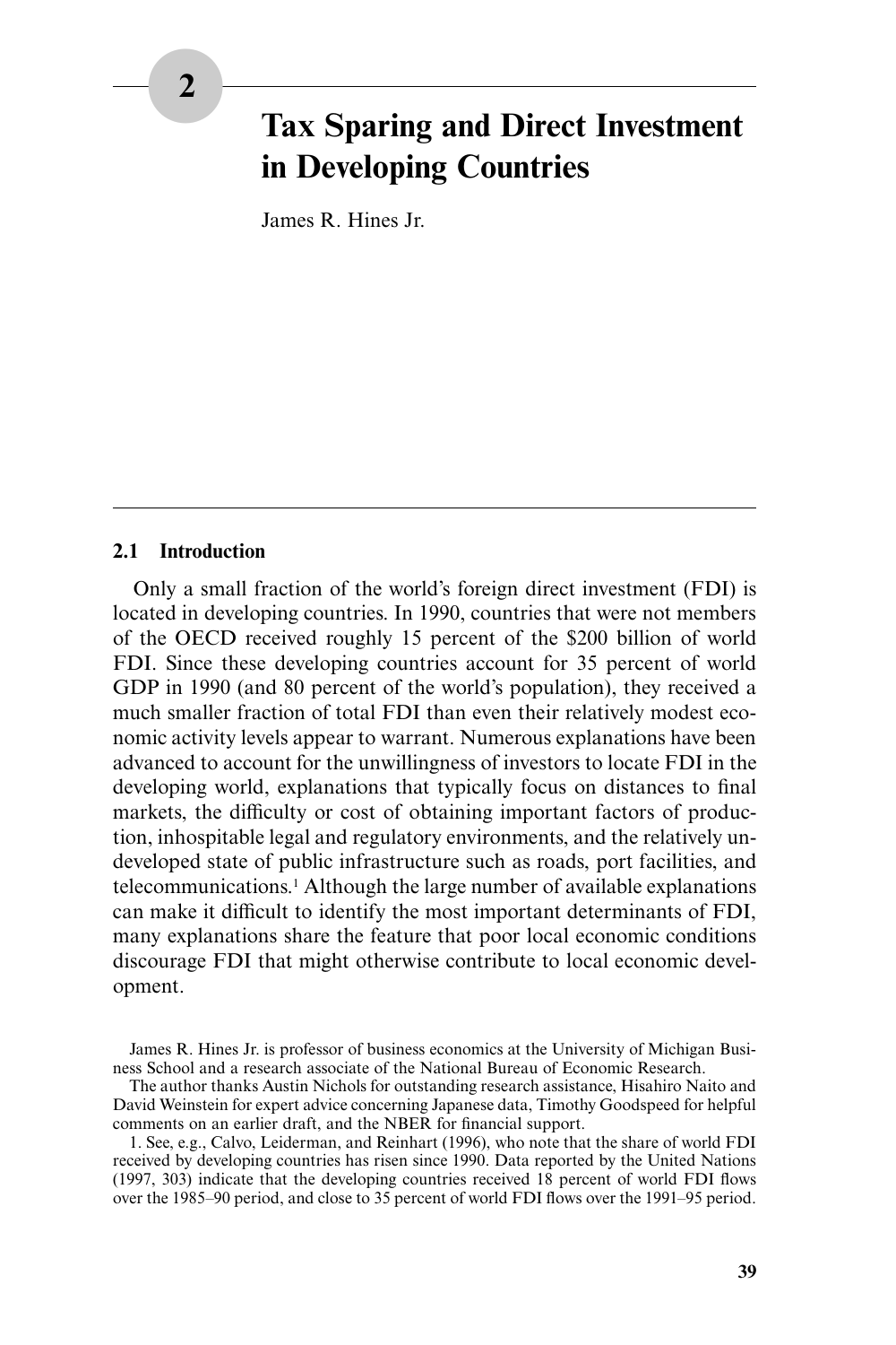# 2

# Tax Sparing and Direct Investment in Developing Countries

James R. Hines Jr.

## 2.1 Introduction

Only a small fraction of the world's foreign direct investment (FDI) is located in developing countries. In 1990, countries that were not members of the OECD received roughly 15 percent of the $200 billion of world FDI. Since these developing countries account for 35 percent of world GDP in 1990 (and 80 percent of the world's population), they received a much smaller fraction of total FDI than even their relatively modest economic activity levels appear to warrant. Numerous explanations have been advanced to account for the unwillingness of investors to locate FDI in the developing world, explanations that typically focus on distances to final markets, the difficulty or cost of obtaining important factors of production, inhospitable legal and regulatory environments, and the relatively undeveloped state of public infrastructure such as roads, port facilities, and telecommunications.[1] Although the large number of available explanations can make it difficult to identify the most important determinants of FDI, many explanations share the feature that poor local economic conditions discourage FDI that might otherwise contribute to local economic development.

James R. Hines Jr. is professor of business economics at the University of Michigan Business School and a research associate of the National Bureau of Economic Research.

The author thanks Austin Nichols for outstanding research assistance, Hisahiro Naito and David Weinstein for expert advice concerning Japanese data, Timothy Goodspeed for helpful comments on an earlier draft, and the NBER for financial support.

1. See, e.g., Calvo, Leiderman, and Reinhart (1996), who note that the share of world FDI received by developing countries has risen since 1990. Data reported by the United Nations (1997, 303) indicate that the developing countries received 18 percent of world FDI flows over the 1985–90 period, and close to 35 percent of world FDI flows over the 1991–95 period.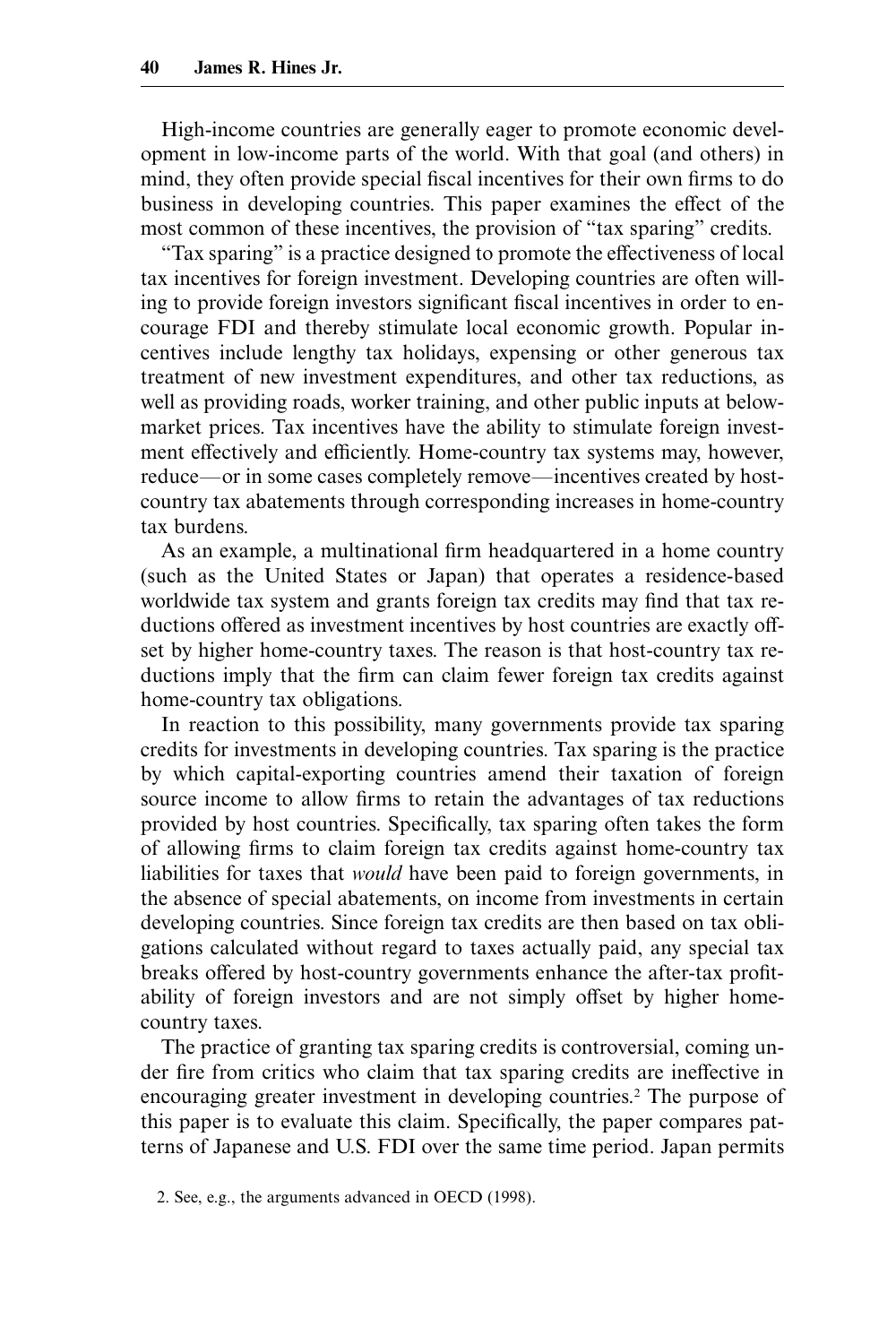High-income countries are generally eager to promote economic development in low-income parts of the world. With that goal (and others) in mind, they often provide special fiscal incentives for their own firms to do business in developing countries. This paper examines the effect of the most common of these incentives, the provision of "tax sparing" credits.

"Tax sparing" is a practice designed to promote the effectiveness of local tax incentives for foreign investment. Developing countries are often willing to provide foreign investors significant fiscal incentives in order to encourage FDI and thereby stimulate local economic growth. Popular incentives include lengthy tax holidays, expensing or other generous tax treatment of new investment expenditures, and other tax reductions, as well as providing roads, worker training, and other public inputs at below-market prices. Tax incentives have the ability to stimulate foreign investment effectively and efficiently. Home-country tax systems may, however, reduce—or in some cases completely remove—incentives created by host-country tax abatements through corresponding increases in home-country tax burdens.

As an example, a multinational firm headquartered in a home country (such as the United States or Japan) that operates a residence-based worldwide tax system and grants foreign tax credits may find that tax reductions offered as investment incentives by host countries are exactly offset by higher home-country taxes. The reason is that host-country tax reductions imply that the firm can claim fewer foreign tax credits against home-country tax obligations.

In reaction to this possibility, many governments provide tax sparing credits for investments in developing countries. Tax sparing is the practice by which capital-exporting countries amend their taxation of foreign source income to allow firms to retain the advantages of tax reductions provided by host countries. Specifically, tax sparing often takes the form of allowing firms to claim foreign tax credits against home-country tax liabilities for taxes that *would* have been paid to foreign governments, in the absence of special abatements, on income from investments in certain developing countries. Since foreign tax credits are then based on tax obligations calculated without regard to taxes actually paid, any special tax breaks offered by host-country governments enhance the after-tax profitability of foreign investors and are not simply offset by higher home-country taxes.

The practice of granting tax sparing credits is controversial, coming under fire from critics who claim that tax sparing credits are ineffective in encouraging greater investment in developing countries.[2] The purpose of this paper is to evaluate this claim. Specifically, the paper compares patterns of Japanese and U.S. FDI over the same time period. Japan permits

2. See, e.g., the arguments advanced in OECD (1998).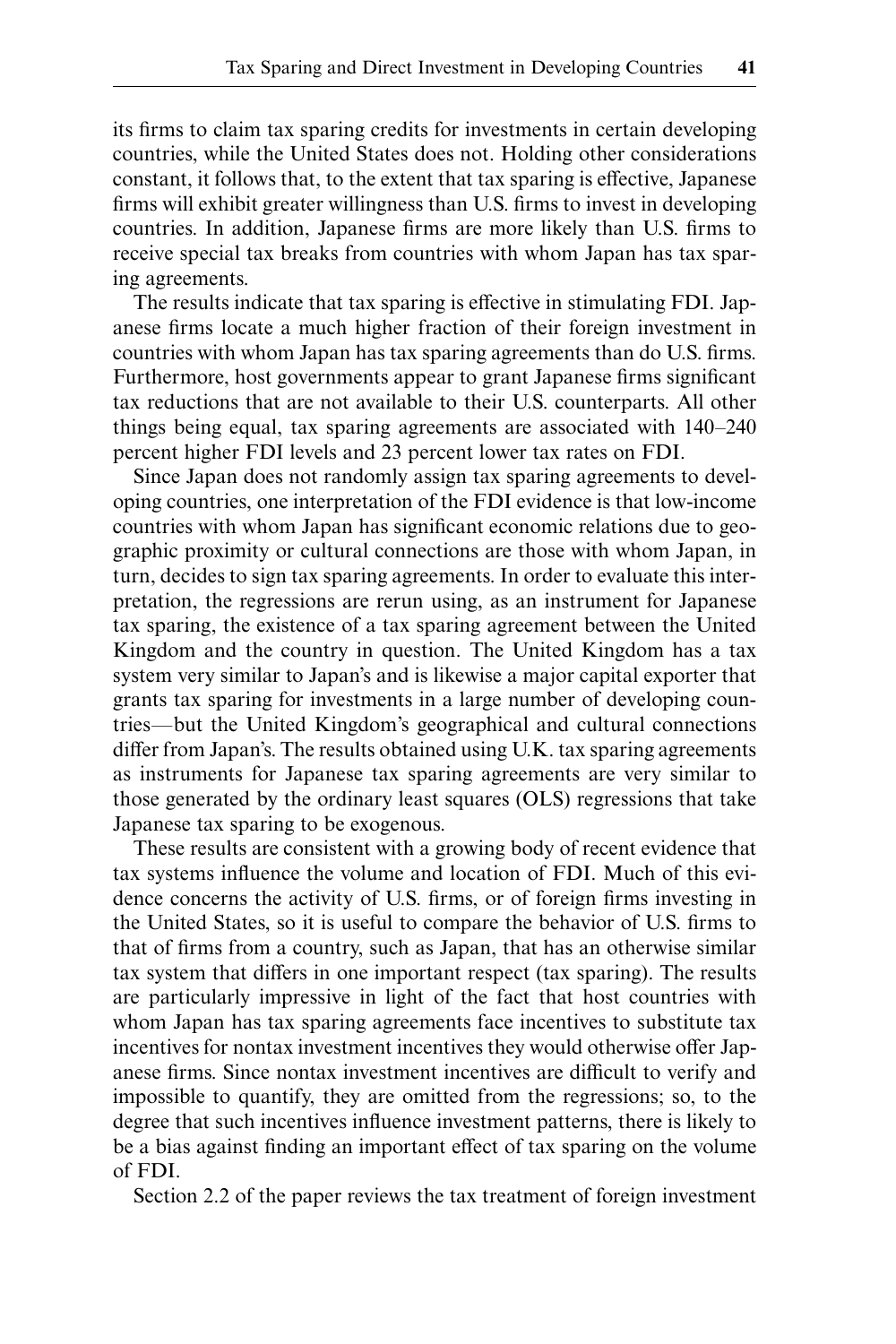its firms to claim tax sparing credits for investments in certain developing countries, while the United States does not. Holding other considerations constant, it follows that, to the extent that tax sparing is effective, Japanese firms will exhibit greater willingness than U.S. firms to invest in developing countries. In addition, Japanese firms are more likely than U.S. firms to receive special tax breaks from countries with whom Japan has tax sparing agreements.

The results indicate that tax sparing is effective in stimulating FDI. Japanese firms locate a much higher fraction of their foreign investment in countries with whom Japan has tax sparing agreements than do U.S. firms. Furthermore, host governments appear to grant Japanese firms significant tax reductions that are not available to their U.S. counterparts. All other things being equal, tax sparing agreements are associated with 140–240 percent higher FDI levels and 23 percent lower tax rates on FDI.

Since Japan does not randomly assign tax sparing agreements to developing countries, one interpretation of the FDI evidence is that low-income countries with whom Japan has significant economic relations due to geographic proximity or cultural connections are those with whom Japan, in turn, decides to sign tax sparing agreements. In order to evaluate this interpretation, the regressions are rerun using, as an instrument for Japanese tax sparing, the existence of a tax sparing agreement between the United Kingdom and the country in question. The United Kingdom has a tax system very similar to Japan's and is likewise a major capital exporter that grants tax sparing for investments in a large number of developing countries—but the United Kingdom's geographical and cultural connections differ from Japan's. The results obtained using U.K. tax sparing agreements as instruments for Japanese tax sparing agreements are very similar to those generated by the ordinary least squares (OLS) regressions that take Japanese tax sparing to be exogenous.

These results are consistent with a growing body of recent evidence that tax systems influence the volume and location of FDI. Much of this evidence concerns the activity of U.S. firms, or of foreign firms investing in the United States, so it is useful to compare the behavior of U.S. firms to that of firms from a country, such as Japan, that has an otherwise similar tax system that differs in one important respect (tax sparing). The results are particularly impressive in light of the fact that host countries with whom Japan has tax sparing agreements face incentives to substitute tax incentives for nontax investment incentives they would otherwise offer Japanese firms. Since nontax investment incentives are difficult to verify and impossible to quantify, they are omitted from the regressions; so, to the degree that such incentives influence investment patterns, there is likely to be a bias against finding an important effect of tax sparing on the volume of FDI.

Section 2.2 of the paper reviews the tax treatment of foreign investment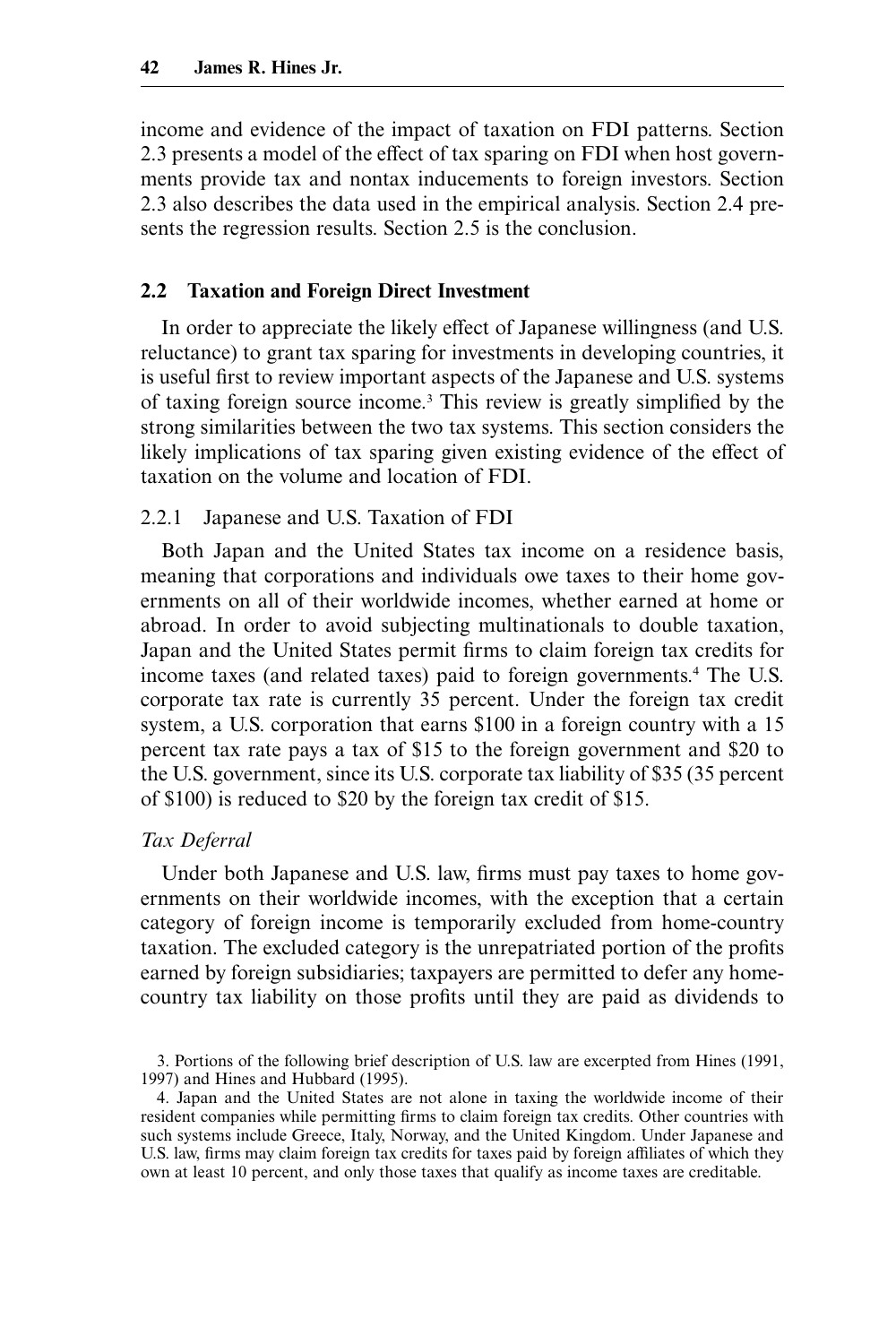income and evidence of the impact of taxation on FDI patterns. Section 2.3 presents a model of the effect of tax sparing on FDI when host governments provide tax and nontax inducements to foreign investors. Section 2.3 also describes the data used in the empirical analysis. Section 2.4 presents the regression results. Section 2.5 is the conclusion.

## 2.2 Taxation and Foreign Direct Investment

In order to appreciate the likely effect of Japanese willingness (and U.S. reluctance) to grant tax sparing for investments in developing countries, it is useful first to review important aspects of the Japanese and U.S. systems of taxing foreign source income.[3] This review is greatly simplified by the strong similarities between the two tax systems. This section considers the likely implications of tax sparing given existing evidence of the effect of taxation on the volume and location of FDI.

### 2.2.1 Japanese and U.S. Taxation of FDI

Both Japan and the United States tax income on a residence basis, meaning that corporations and individuals owe taxes to their home governments on all of their worldwide incomes, whether earned at home or abroad. In order to avoid subjecting multinationals to double taxation, Japan and the United States permit firms to claim foreign tax credits for income taxes (and related taxes) paid to foreign governments.[4] The U.S. corporate tax rate is currently 35 percent. Under the foreign tax credit system, a U.S. corporation that earns $100 in a foreign country with a 15 percent tax rate pays a tax of $15 to the foreign government and $20 to the U.S. government, since its U.S. corporate tax liability of $35 (35 percent of $100) is reduced to $20 by the foreign tax credit of $15.

*Tax Deferral*

Under both Japanese and U.S. law, firms must pay taxes to home governments on their worldwide incomes, with the exception that a certain category of foreign income is temporarily excluded from home-country taxation. The excluded category is the unrepatriated portion of the profits earned by foreign subsidiaries; taxpayers are permitted to defer any home-country tax liability on those profits until they are paid as dividends to

3. Portions of the following brief description of U.S. law are excerpted from Hines (1991, 1997) and Hines and Hubbard (1995).

4. Japan and the United States are not alone in taxing the worldwide income of their resident companies while permitting firms to claim foreign tax credits. Other countries with such systems include Greece, Italy, Norway, and the United Kingdom. Under Japanese and U.S. law, firms may claim foreign tax credits for taxes paid by foreign affiliates of which they own at least 10 percent, and only those taxes that qualify as income taxes are creditable.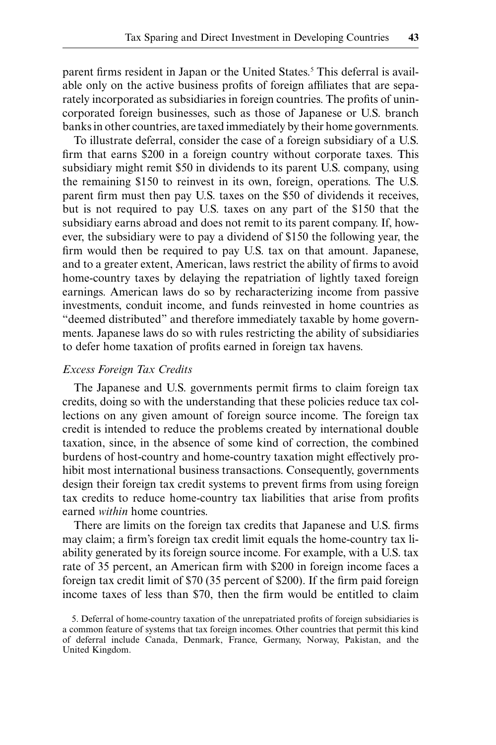parent firms resident in Japan or the United States.[5] This deferral is available only on the active business profits of foreign affiliates that are separately incorporated as subsidiaries in foreign countries. The profits of unincorporated foreign businesses, such as those of Japanese or U.S. branch banks in other countries, are taxed immediately by their home governments.

To illustrate deferral, consider the case of a foreign subsidiary of a U.S. firm that earns $200 in a foreign country without corporate taxes. This subsidiary might remit $50 in dividends to its parent U.S. company, using the remaining $150 to reinvest in its own, foreign, operations. The U.S. parent firm must then pay U.S. taxes on the $50 of dividends it receives, but is not required to pay U.S. taxes on any part of the $150 that the subsidiary earns abroad and does not remit to its parent company. If, however, the subsidiary were to pay a dividend of $150 the following year, the firm would then be required to pay U.S. tax on that amount. Japanese, and to a greater extent, American, laws restrict the ability of firms to avoid home-country taxes by delaying the repatriation of lightly taxed foreign earnings. American laws do so by recharacterizing income from passive investments, conduit income, and funds reinvested in home countries as "deemed distributed" and therefore immediately taxable by home governments. Japanese laws do so with rules restricting the ability of subsidiaries to defer home taxation of profits earned in foreign tax havens.

### *Excess Foreign Tax Credits*

The Japanese and U.S. governments permit firms to claim foreign tax credits, doing so with the understanding that these policies reduce tax collections on any given amount of foreign source income. The foreign tax credit is intended to reduce the problems created by international double taxation, since, in the absence of some kind of correction, the combined burdens of host-country and home-country taxation might effectively prohibit most international business transactions. Consequently, governments design their foreign tax credit systems to prevent firms from using foreign tax credits to reduce home-country tax liabilities that arise from profits earned *within* home countries.

There are limits on the foreign tax credits that Japanese and U.S. firms may claim; a firm's foreign tax credit limit equals the home-country tax liability generated by its foreign source income. For example, with a U.S. tax rate of 35 percent, an American firm with $200 in foreign income faces a foreign tax credit limit of $70 (35 percent of $200). If the firm paid foreign income taxes of less than $70, then the firm would be entitled to claim

5. Deferral of home-country taxation of the unrepatriated profits of foreign subsidiaries is a common feature of systems that tax foreign incomes. Other countries that permit this kind of deferral include Canada, Denmark, France, Germany, Norway, Pakistan, and the United Kingdom.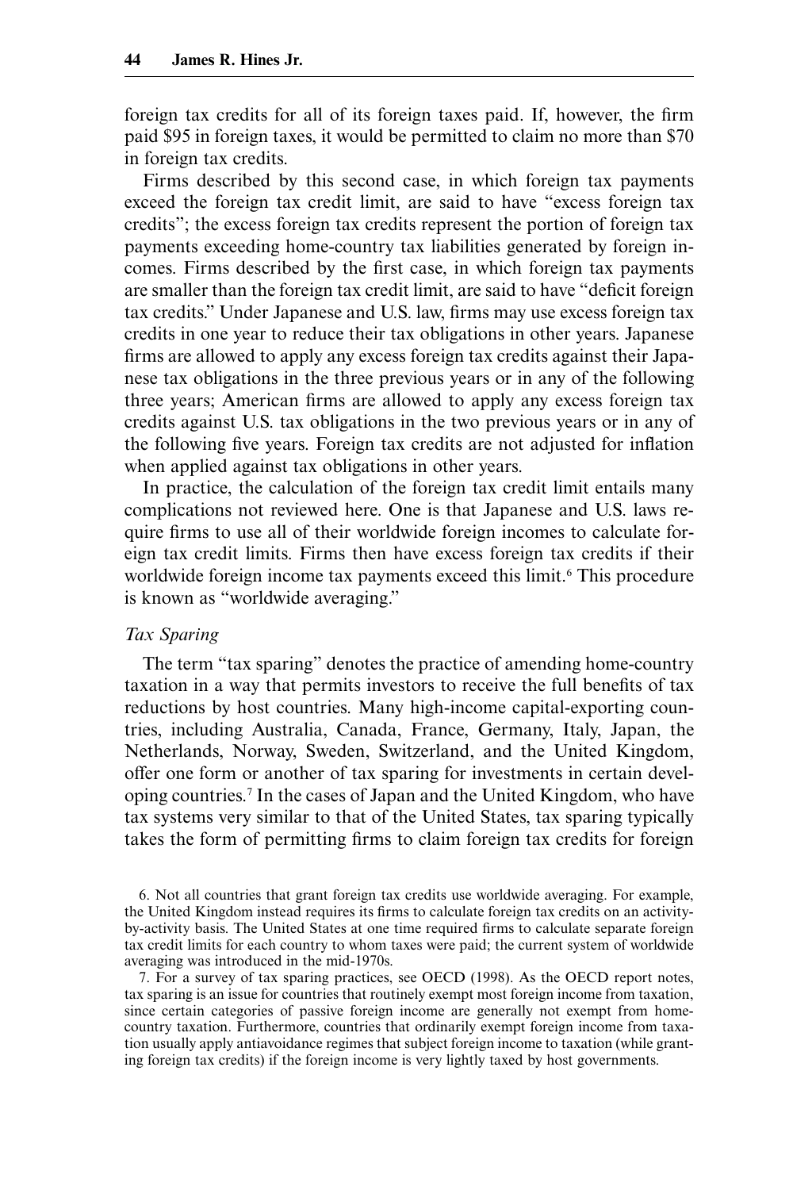foreign tax credits for all of its foreign taxes paid. If, however, the firm paid $95 in foreign taxes, it would be permitted to claim no more than $70 in foreign tax credits.

Firms described by this second case, in which foreign tax payments exceed the foreign tax credit limit, are said to have "excess foreign tax credits"; the excess foreign tax credits represent the portion of foreign tax payments exceeding home-country tax liabilities generated by foreign incomes. Firms described by the first case, in which foreign tax payments are smaller than the foreign tax credit limit, are said to have "deficit foreign tax credits." Under Japanese and U.S. law, firms may use excess foreign tax credits in one year to reduce their tax obligations in other years. Japanese firms are allowed to apply any excess foreign tax credits against their Japanese tax obligations in the three previous years or in any of the following three years; American firms are allowed to apply any excess foreign tax credits against U.S. tax obligations in the two previous years or in any of the following five years. Foreign tax credits are not adjusted for inflation when applied against tax obligations in other years.

In practice, the calculation of the foreign tax credit limit entails many complications not reviewed here. One is that Japanese and U.S. laws require firms to use all of their worldwide foreign incomes to calculate foreign tax credit limits. Firms then have excess foreign tax credits if their worldwide foreign income tax payments exceed this limit.[6] This procedure is known as "worldwide averaging."

*Tax Sparing*

The term "tax sparing" denotes the practice of amending home-country taxation in a way that permits investors to receive the full benefits of tax reductions by host countries. Many high-income capital-exporting countries, including Australia, Canada, France, Germany, Italy, Japan, the Netherlands, Norway, Sweden, Switzerland, and the United Kingdom, offer one form or another of tax sparing for investments in certain developing countries.[7] In the cases of Japan and the United Kingdom, who have tax systems very similar to that of the United States, tax sparing typically takes the form of permitting firms to claim foreign tax credits for foreign

6. Not all countries that grant foreign tax credits use worldwide averaging. For example, the United Kingdom instead requires its firms to calculate foreign tax credits on an activity-by-activity basis. The United States at one time required firms to calculate separate foreign tax credit limits for each country to whom taxes were paid; the current system of worldwide averaging was introduced in the mid-1970s.

7. For a survey of tax sparing practices, see OECD (1998). As the OECD report notes, tax sparing is an issue for countries that routinely exempt most foreign income from taxation, since certain categories of passive foreign income are generally not exempt from home-country taxation. Furthermore, countries that ordinarily exempt foreign income from taxation usually apply antiavoidance regimes that subject foreign income to taxation (while granting foreign tax credits) if the foreign income is very lightly taxed by host governments.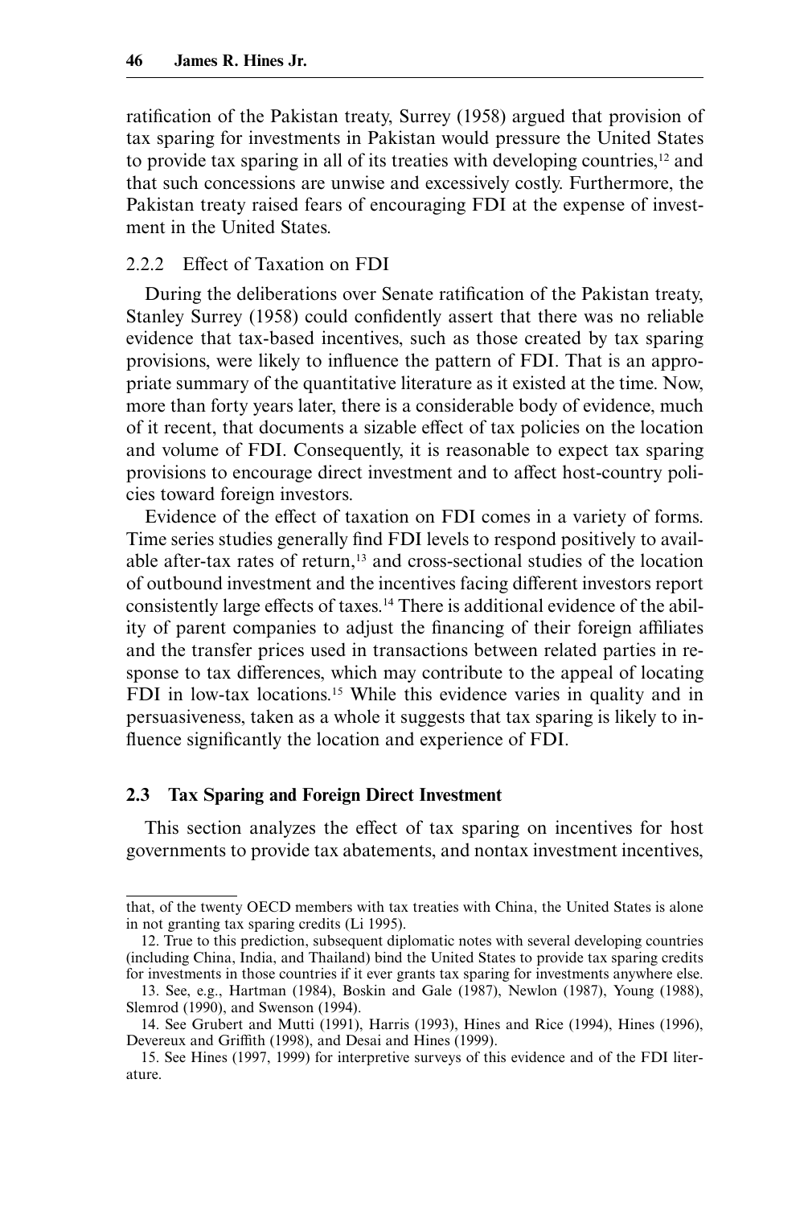ratification of the Pakistan treaty, Surrey (1958) argued that provision of tax sparing for investments in Pakistan would pressure the United States to provide tax sparing in all of its treaties with developing countries,[12] and that such concessions are unwise and excessively costly. Furthermore, the Pakistan treaty raised fears of encouraging FDI at the expense of investment in the United States.

### 2.2.2 Effect of Taxation on FDI

During the deliberations over Senate ratification of the Pakistan treaty, Stanley Surrey (1958) could confidently assert that there was no reliable evidence that tax-based incentives, such as those created by tax sparing provisions, were likely to influence the pattern of FDI. That is an appropriate summary of the quantitative literature as it existed at the time. Now, more than forty years later, there is a considerable body of evidence, much of it recent, that documents a sizable effect of tax policies on the location and volume of FDI. Consequently, it is reasonable to expect tax sparing provisions to encourage direct investment and to affect host-country policies toward foreign investors.

Evidence of the effect of taxation on FDI comes in a variety of forms. Time series studies generally find FDI levels to respond positively to available after-tax rates of return,[13] and cross-sectional studies of the location of outbound investment and the incentives facing different investors report consistently large effects of taxes.[14] There is additional evidence of the ability of parent companies to adjust the financing of their foreign affiliates and the transfer prices used in transactions between related parties in response to tax differences, which may contribute to the appeal of locating FDI in low-tax locations.[15] While this evidence varies in quality and in persuasiveness, taken as a whole it suggests that tax sparing is likely to influence significantly the location and experience of FDI.

## 2.3 Tax Sparing and Foreign Direct Investment

This section analyzes the effect of tax sparing on incentives for host governments to provide tax abatements, and nontax investment incentives,

---

that, of the twenty OECD members with tax treaties with China, the United States is alone in not granting tax sparing credits (Li 1995).

12. True to this prediction, subsequent diplomatic notes with several developing countries (including China, India, and Thailand) bind the United States to provide tax sparing credits for investments in those countries if it ever grants tax sparing for investments anywhere else.

13. See, e.g., Hartman (1984), Boskin and Gale (1987), Newlon (1987), Young (1988), Slemrod (1990), and Swenson (1994).

14. See Grubert and Mutti (1991), Harris (1993), Hines and Rice (1994), Hines (1996), Devereux and Griffith (1998), and Desai and Hines (1999).

15. See Hines (1997, 1999) for interpretive surveys of this evidence and of the FDI literature.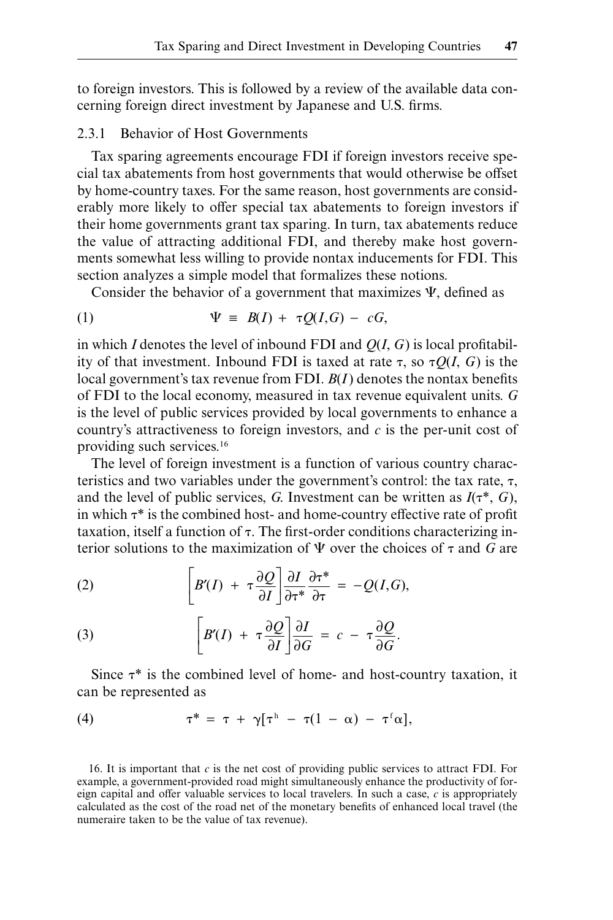to foreign investors. This is followed by a review of the available data concerning foreign direct investment by Japanese and U.S. firms.

### 2.3.1 Behavior of Host Governments

Tax sparing agreements encourage FDI if foreign investors receive special tax abatements from host governments that would otherwise be offset by home-country taxes. For the same reason, host governments are considerably more likely to offer special tax abatements to foreign investors if their home governments grant tax sparing. In turn, tax abatements reduce the value of attracting additional FDI, and thereby make host governments somewhat less willing to provide nontax inducements for FDI. This section analyzes a simple model that formalizes these notions.

Consider the behavior of a government that maximizes $\Psi$, defined as

$$\Psi \equiv B(I) + \tau Q(I,G) - cG, \tag{1}$$

in which $I$ denotes the level of inbound FDI and $Q(I, G)$ is local profitability of that investment. Inbound FDI is taxed at rate $\tau$, so $\tau Q(I, G)$ is the local government's tax revenue from FDI. $B(I)$ denotes the nontax benefits of FDI to the local economy, measured in tax revenue equivalent units. $G$ is the level of public services provided by local governments to enhance a country's attractiveness to foreign investors, and $c$ is the per-unit cost of providing such services.[16]

The level of foreign investment is a function of various country characteristics and two variables under the government's control: the tax rate, $\tau$, and the level of public services, $G$. Investment can be written as $I(\tau^*, G)$, in which $\tau^*$ is the combined host- and home-country effective rate of profit taxation, itself a function of $\tau$. The first-order conditions characterizing interior solutions to the maximization of $\Psi$ over the choices of $\tau$ and $G$ are

$$\left[B'(I) + \tau \frac{\partial Q}{\partial I}\right] \frac{\partial I}{\partial \tau^*} \frac{\partial \tau^*}{\partial \tau} = -Q(I,G), \tag{2}$$

$$\left[B'(I) + \tau \frac{\partial Q}{\partial I}\right] \frac{\partial I}{\partial G} = c - \tau \frac{\partial Q}{\partial G}. \tag{3}$$

Since $\tau^*$ is the combined level of home- and host-country taxation, it can be represented as

$$\tau^* = \tau + \gamma[\tau^h - \tau(1 - \alpha) - \tau^f \alpha], \tag{4}$$

16. It is important that $c$ is the net cost of providing public services to attract FDI. For example, a government-provided road might simultaneously enhance the productivity of foreign capital and offer valuable services to local travelers. In such a case, $c$ is appropriately calculated as the cost of the road net of the monetary benefits of enhanced local travel (the numeraire taken to be the value of tax revenue).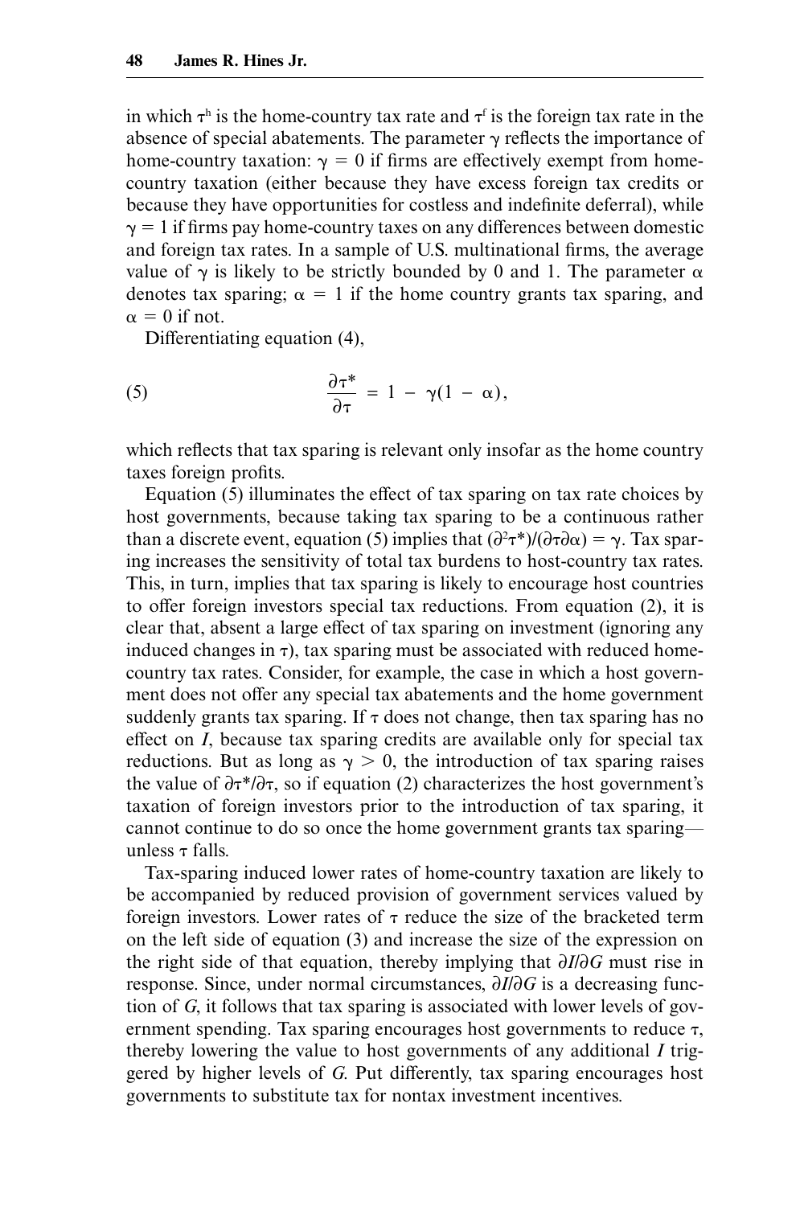in which $\tau^h$ is the home-country tax rate and $\tau^f$ is the foreign tax rate in the absence of special abatements. The parameter $\gamma$ reflects the importance of home-country taxation: $\gamma = 0$ if firms are effectively exempt from home-country taxation (either because they have excess foreign tax credits or because they have opportunities for costless and indefinite deferral), while $\gamma = 1$ if firms pay home-country taxes on any differences between domestic and foreign tax rates. In a sample of U.S. multinational firms, the average value of $\gamma$ is likely to be strictly bounded by 0 and 1. The parameter $\alpha$ denotes tax sparing; $\alpha = 1$ if the home country grants tax sparing, and $\alpha = 0$ if not.

Differentiating equation (4),

$$\frac{\partial \tau^*}{\partial \tau} = 1 - \gamma(1 - \alpha), \tag{5}$$

which reflects that tax sparing is relevant only insofar as the home country taxes foreign profits.

Equation (5) illuminates the effect of tax sparing on tax rate choices by host governments, because taking tax sparing to be a continuous rather than a discrete event, equation (5) implies that $(\partial^2\tau^*)/(\partial\tau\partial\alpha) = \gamma$. Tax sparing increases the sensitivity of total tax burdens to host-country tax rates. This, in turn, implies that tax sparing is likely to encourage host countries to offer foreign investors special tax reductions. From equation (2), it is clear that, absent a large effect of tax sparing on investment (ignoring any induced changes in $\tau$), tax sparing must be associated with reduced home-country tax rates. Consider, for example, the case in which a host government does not offer any special tax abatements and the home government suddenly grants tax sparing. If $\tau$ does not change, then tax sparing has no effect on $I$, because tax sparing credits are available only for special tax reductions. But as long as $\gamma > 0$, the introduction of tax sparing raises the value of $\partial\tau^*/\partial\tau$, so if equation (2) characterizes the host government's taxation of foreign investors prior to the introduction of tax sparing, it cannot continue to do so once the home government grants tax sparing—unless $\tau$ falls.

Tax-sparing induced lower rates of home-country taxation are likely to be accompanied by reduced provision of government services valued by foreign investors. Lower rates of $\tau$ reduce the size of the bracketed term on the left side of equation (3) and increase the size of the expression on the right side of that equation, thereby implying that $\partial I/\partial G$ must rise in response. Since, under normal circumstances, $\partial I/\partial G$ is a decreasing function of $G$, it follows that tax sparing is associated with lower levels of government spending. Tax sparing encourages host governments to reduce $\tau$, thereby lowering the value to host governments of any additional $I$ triggered by higher levels of $G$. Put differently, tax sparing encourages host governments to substitute tax for nontax investment incentives.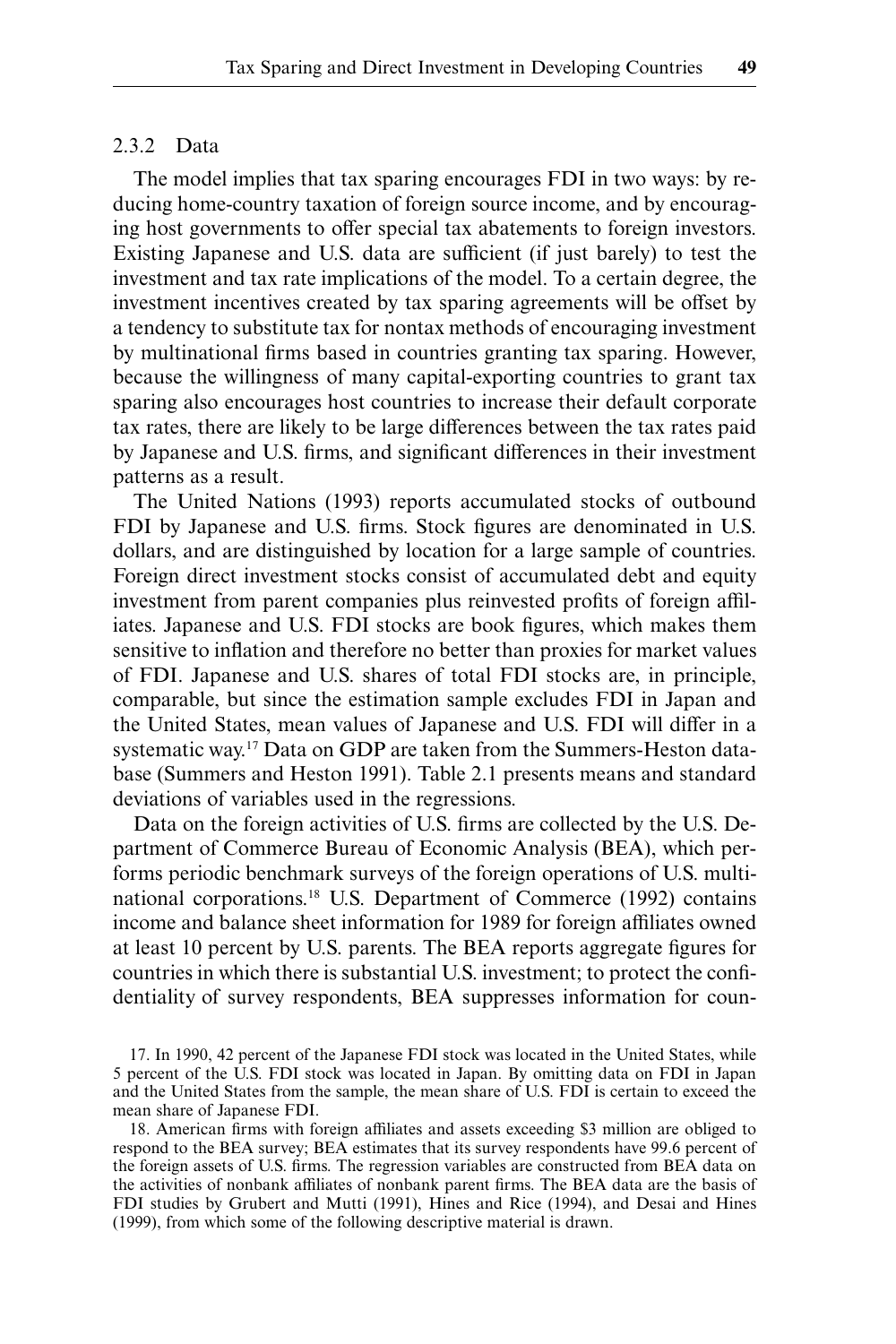### 2.3.2 Data

The model implies that tax sparing encourages FDI in two ways: by reducing home-country taxation of foreign source income, and by encouraging host governments to offer special tax abatements to foreign investors. Existing Japanese and U.S. data are sufficient (if just barely) to test the investment and tax rate implications of the model. To a certain degree, the investment incentives created by tax sparing agreements will be offset by a tendency to substitute tax for nontax methods of encouraging investment by multinational firms based in countries granting tax sparing. However, because the willingness of many capital-exporting countries to grant tax sparing also encourages host countries to increase their default corporate tax rates, there are likely to be large differences between the tax rates paid by Japanese and U.S. firms, and significant differences in their investment patterns as a result.

The United Nations (1993) reports accumulated stocks of outbound FDI by Japanese and U.S. firms. Stock figures are denominated in U.S. dollars, and are distinguished by location for a large sample of countries. Foreign direct investment stocks consist of accumulated debt and equity investment from parent companies plus reinvested profits of foreign affiliates. Japanese and U.S. FDI stocks are book figures, which makes them sensitive to inflation and therefore no better than proxies for market values of FDI. Japanese and U.S. shares of total FDI stocks are, in principle, comparable, but since the estimation sample excludes FDI in Japan and the United States, mean values of Japanese and U.S. FDI will differ in a systematic way.[17] Data on GDP are taken from the Summers-Heston database (Summers and Heston 1991). Table 2.1 presents means and standard deviations of variables used in the regressions.

Data on the foreign activities of U.S. firms are collected by the U.S. Department of Commerce Bureau of Economic Analysis (BEA), which performs periodic benchmark surveys of the foreign operations of U.S. multinational corporations.[18] U.S. Department of Commerce (1992) contains income and balance sheet information for 1989 for foreign affiliates owned at least 10 percent by U.S. parents. The BEA reports aggregate figures for countries in which there is substantial U.S. investment; to protect the confidentiality of survey respondents, BEA suppresses information for coun-

17. In 1990, 42 percent of the Japanese FDI stock was located in the United States, while 5 percent of the U.S. FDI stock was located in Japan. By omitting data on FDI in Japan and the United States from the sample, the mean share of U.S. FDI is certain to exceed the mean share of Japanese FDI.

18. American firms with foreign affiliates and assets exceeding $3 million are obliged to respond to the BEA survey; BEA estimates that its survey respondents have 99.6 percent of the foreign assets of U.S. firms. The regression variables are constructed from BEA data on the activities of nonbank affiliates of nonbank parent firms. The BEA data are the basis of FDI studies by Grubert and Mutti (1991), Hines and Rice (1994), and Desai and Hines (1999), from which some of the following descriptive material is drawn.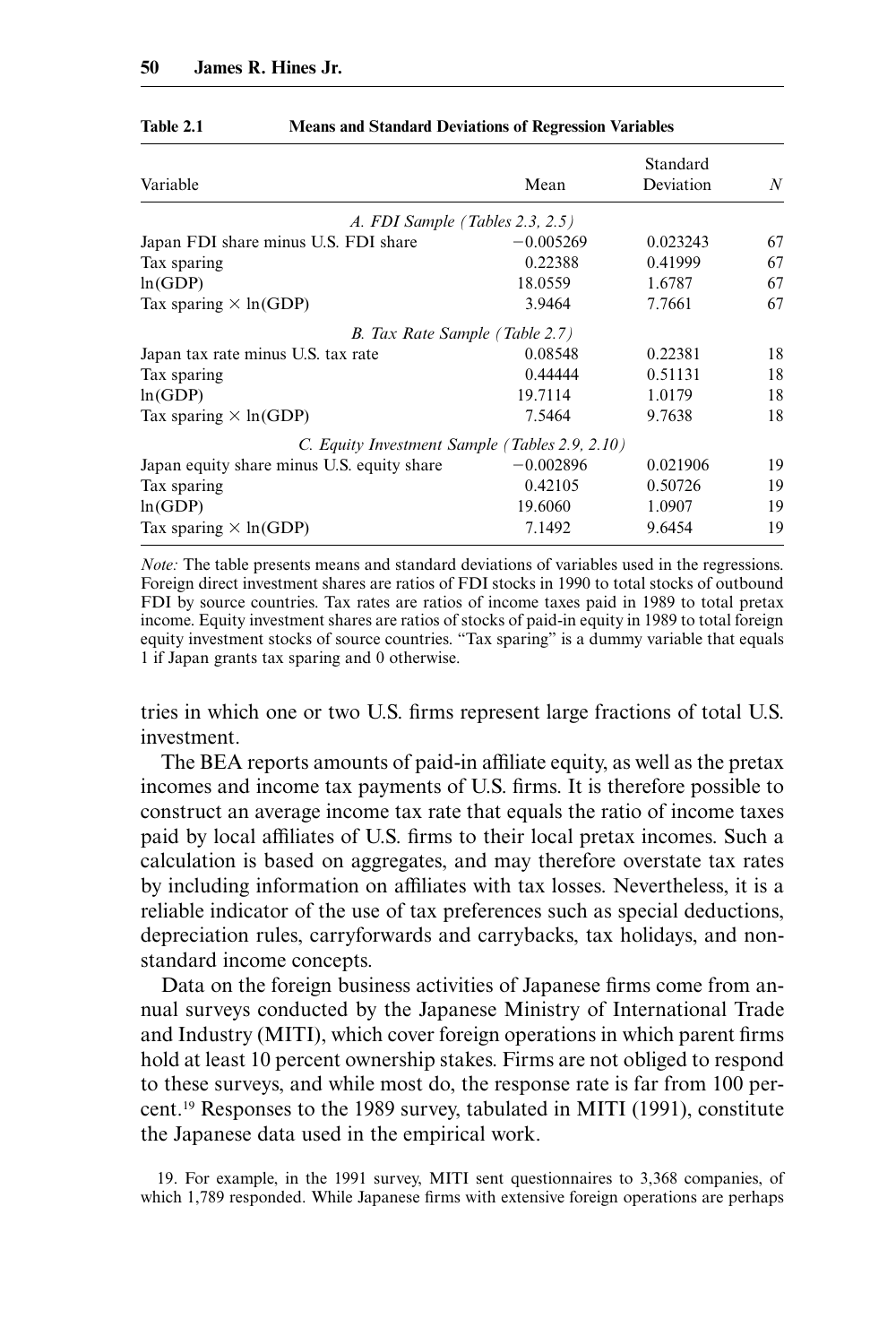**Table 2.1 Means and Standard Deviations of Regression Variables**

| Variable | Mean | Standard Deviation | $N$ |
|---|---|---|---|
| *A. FDI Sample (Tables 2.3, 2.5)* | | | |
| Japan FDI share minus U.S. FDI share | −0.005269 | 0.023243 | 67 |
| Tax sparing | 0.22388 | 0.41999 | 67 |
| ln(GDP) | 18.0559 | 1.6787 | 67 |
| Tax sparing × ln(GDP) | 3.9464 | 7.7661 | 67 |
| *B. Tax Rate Sample (Table 2.7)* | | | |
| Japan tax rate minus U.S. tax rate | 0.08548 | 0.22381 | 18 |
| Tax sparing | 0.44444 | 0.51131 | 18 |
| ln(GDP) | 19.7114 | 1.0179 | 18 |
| Tax sparing × ln(GDP) | 7.5464 | 9.7638 | 18 |
| *C. Equity Investment Sample (Tables 2.9, 2.10)* | | | |
| Japan equity share minus U.S. equity share | −0.002896 | 0.021906 | 19 |
| Tax sparing | 0.42105 | 0.50726 | 19 |
| ln(GDP) | 19.6060 | 1.0907 | 19 |
| Tax sparing × ln(GDP) | 7.1492 | 9.6454 | 19 |

*Note:* The table presents means and standard deviations of variables used in the regressions. Foreign direct investment shares are ratios of FDI stocks in 1990 to total stocks of outbound FDI by source countries. Tax rates are ratios of income taxes paid in 1989 to total pretax income. Equity investment shares are ratios of stocks of paid-in equity in 1989 to total foreign equity investment stocks of source countries. "Tax sparing" is a dummy variable that equals 1 if Japan grants tax sparing and 0 otherwise.

tries in which one or two U.S. firms represent large fractions of total U.S. investment.

The BEA reports amounts of paid-in affiliate equity, as well as the pretax incomes and income tax payments of U.S. firms. It is therefore possible to construct an average income tax rate that equals the ratio of income taxes paid by local affiliates of U.S. firms to their local pretax incomes. Such a calculation is based on aggregates, and may therefore overstate tax rates by including information on affiliates with tax losses. Nevertheless, it is a reliable indicator of the use of tax preferences such as special deductions, depreciation rules, carryforwards and carrybacks, tax holidays, and nonstandard income concepts.

Data on the foreign business activities of Japanese firms come from annual surveys conducted by the Japanese Ministry of International Trade and Industry (MITI), which cover foreign operations in which parent firms hold at least 10 percent ownership stakes. Firms are not obliged to respond to these surveys, and while most do, the response rate is far from 100 percent.[19] Responses to the 1989 survey, tabulated in MITI (1991), constitute the Japanese data used in the empirical work.

19. For example, in the 1991 survey, MITI sent questionnaires to 3,368 companies, of which 1,789 responded. While Japanese firms with extensive foreign operations are perhaps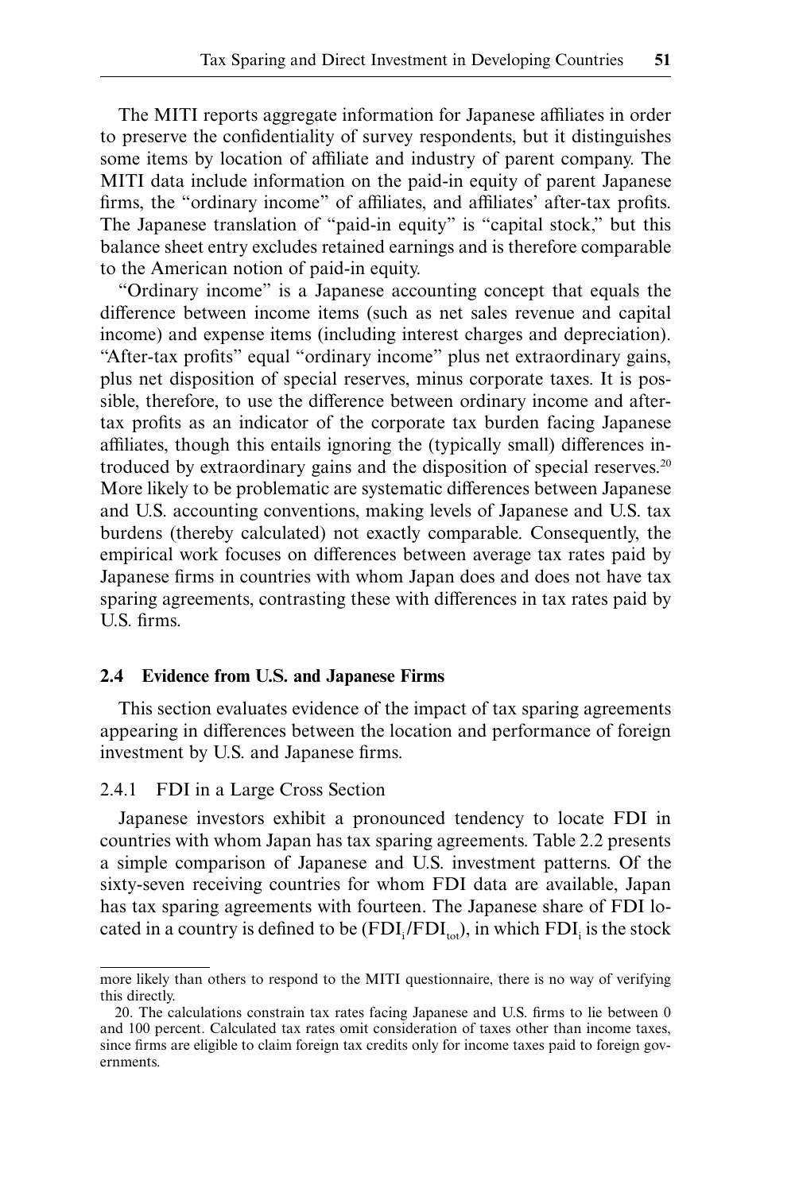The MITI reports aggregate information for Japanese affiliates in order to preserve the confidentiality of survey respondents, but it distinguishes some items by location of affiliate and industry of parent company. The MITI data include information on the paid-in equity of parent Japanese firms, the "ordinary income" of affiliates, and affiliates' after-tax profits. The Japanese translation of "paid-in equity" is "capital stock," but this balance sheet entry excludes retained earnings and is therefore comparable to the American notion of paid-in equity.

"Ordinary income" is a Japanese accounting concept that equals the difference between income items (such as net sales revenue and capital income) and expense items (including interest charges and depreciation). "After-tax profits" equal "ordinary income" plus net extraordinary gains, plus net disposition of special reserves, minus corporate taxes. It is possible, therefore, to use the difference between ordinary income and after-tax profits as an indicator of the corporate tax burden facing Japanese affiliates, though this entails ignoring the (typically small) differences introduced by extraordinary gains and the disposition of special reserves.[20] More likely to be problematic are systematic differences between Japanese and U.S. accounting conventions, making levels of Japanese and U.S. tax burdens (thereby calculated) not exactly comparable. Consequently, the empirical work focuses on differences between average tax rates paid by Japanese firms in countries with whom Japan does and does not have tax sparing agreements, contrasting these with differences in tax rates paid by U.S. firms.

## 2.4 Evidence from U.S. and Japanese Firms

This section evaluates evidence of the impact of tax sparing agreements appearing in differences between the location and performance of foreign investment by U.S. and Japanese firms.

### 2.4.1 FDI in a Large Cross Section

Japanese investors exhibit a pronounced tendency to locate FDI in countries with whom Japan has tax sparing agreements. Table 2.2 presents a simple comparison of Japanese and U.S. investment patterns. Of the sixty-seven receiving countries for whom FDI data are available, Japan has tax sparing agreements with fourteen. The Japanese share of FDI located in a country is defined to be $(FDI_i/FDI_{tot})$, in which $FDI_i$ is the stock

---

more likely than others to respond to the MITI questionnaire, there is no way of verifying this directly.

20. The calculations constrain tax rates facing Japanese and U.S. firms to lie between 0 and 100 percent. Calculated tax rates omit consideration of taxes other than income taxes, since firms are eligible to claim foreign tax credits only for income taxes paid to foreign governments.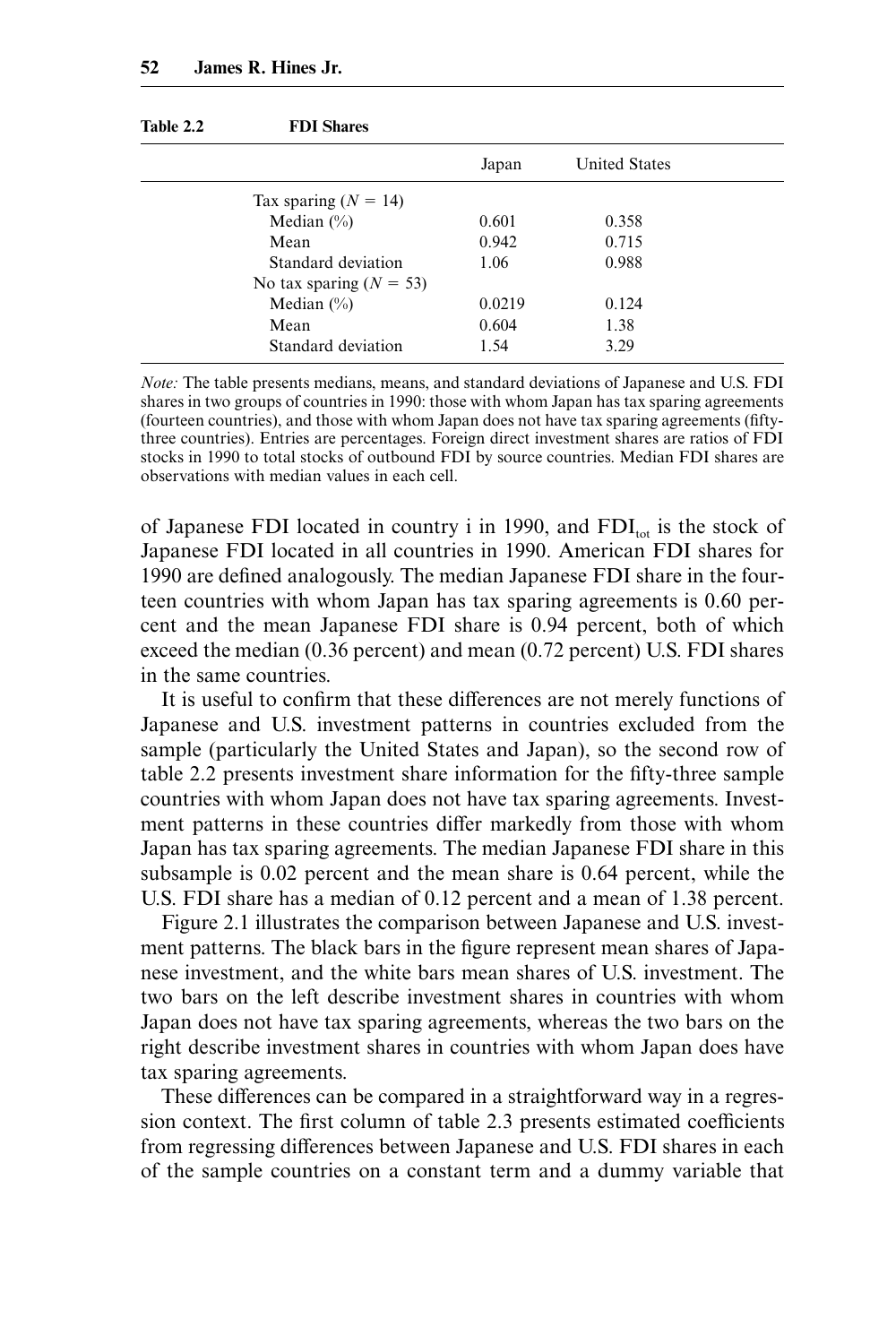**Table 2.2 FDI Shares**

| | Japan | United States |
|---|---|---|
| Tax sparing ($N = 14$) | | |
| Median (%) | 0.601 | 0.358 |
| Mean | 0.942 | 0.715 |
| Standard deviation | 1.06 | 0.988 |
| No tax sparing ($N = 53$) | | |
| Median (%) | 0.0219 | 0.124 |
| Mean | 0.604 | 1.38 |
| Standard deviation | 1.54 | 3.29 |

*Note:* The table presents medians, means, and standard deviations of Japanese and U.S. FDI shares in two groups of countries in 1990: those with whom Japan has tax sparing agreements (fourteen countries), and those with whom Japan does not have tax sparing agreements (fifty-three countries). Entries are percentages. Foreign direct investment shares are ratios of FDI stocks in 1990 to total stocks of outbound FDI by source countries. Median FDI shares are observations with median values in each cell.

of Japanese FDI located in country i in 1990, and $FDI_{tot}$ is the stock of Japanese FDI located in all countries in 1990. American FDI shares for 1990 are defined analogously. The median Japanese FDI share in the fourteen countries with whom Japan has tax sparing agreements is 0.60 percent and the mean Japanese FDI share is 0.94 percent, both of which exceed the median (0.36 percent) and mean (0.72 percent) U.S. FDI shares in the same countries.

It is useful to confirm that these differences are not merely functions of Japanese and U.S. investment patterns in countries excluded from the sample (particularly the United States and Japan), so the second row of table 2.2 presents investment share information for the fifty-three sample countries with whom Japan does not have tax sparing agreements. Investment patterns in these countries differ markedly from those with whom Japan has tax sparing agreements. The median Japanese FDI share in this subsample is 0.02 percent and the mean share is 0.64 percent, while the U.S. FDI share has a median of 0.12 percent and a mean of 1.38 percent.

Figure 2.1 illustrates the comparison between Japanese and U.S. investment patterns. The black bars in the figure represent mean shares of Japanese investment, and the white bars mean shares of U.S. investment. The two bars on the left describe investment shares in countries with whom Japan does not have tax sparing agreements, whereas the two bars on the right describe investment shares in countries with whom Japan does have tax sparing agreements.

These differences can be compared in a straightforward way in a regression context. The first column of table 2.3 presents estimated coefficients from regressing differences between Japanese and U.S. FDI shares in each of the sample countries on a constant term and a dummy variable that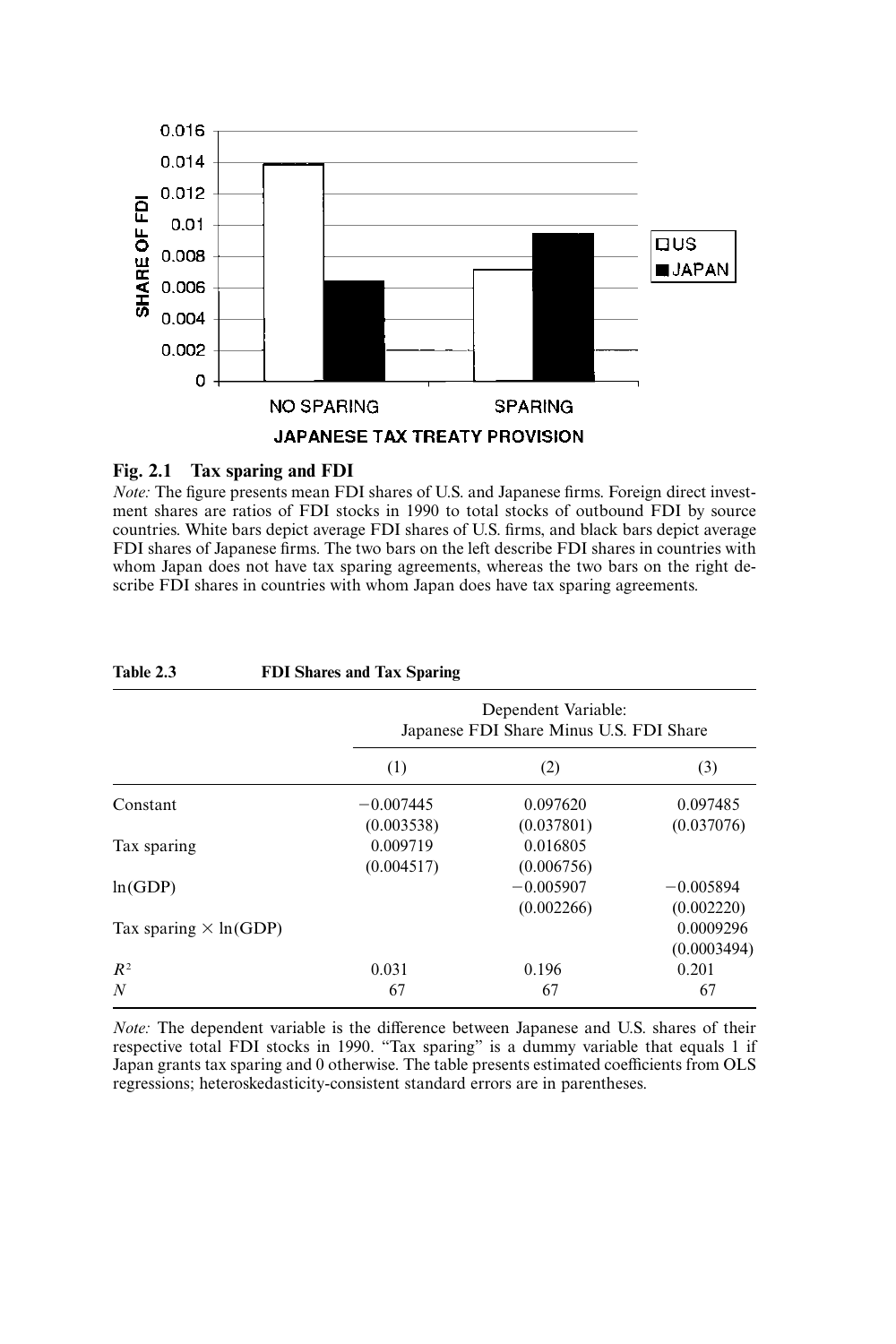**Fig. 2.1 Tax sparing and FDI**

*Note:* The figure presents mean FDI shares of U.S. and Japanese firms. Foreign direct investment shares are ratios of FDI stocks in 1990 to total stocks of outbound FDI by source countries. White bars depict average FDI shares of U.S. firms, and black bars depict average FDI shares of Japanese firms. The two bars on the left describe FDI shares in countries with whom Japan does not have tax sparing agreements, whereas the two bars on the right describe FDI shares in countries with whom Japan does have tax sparing agreements.

**Table 2.3 FDI Shares and Tax Sparing**

| | Dependent Variable: Japanese FDI Share Minus U.S. FDI Share | | |
|---|---|---|---|
| | (1) | (2) | (3) |
| Constant | −0.007445 | 0.097620 | 0.097485 |
| | (0.003538) | (0.037801) | (0.037076) |
| Tax sparing | 0.009719 | 0.016805 | |
| | (0.004517) | (0.006756) | |
| ln(GDP) | | −0.005907 | −0.005894 |
| | | (0.002266) | (0.002220) |
| Tax sparing × ln(GDP) | | | 0.0009296 |
| | | | (0.0003494) |
| $R^2$ | 0.031 | 0.196 | 0.201 |
| $N$ | 67 | 67 | 67 |

*Note:* The dependent variable is the difference between Japanese and U.S. shares of their respective total FDI stocks in 1990. "Tax sparing" is a dummy variable that equals 1 if Japan grants tax sparing and 0 otherwise. The table presents estimated coefficients from OLS regressions; heteroskedasticity-consistent standard errors are in parentheses.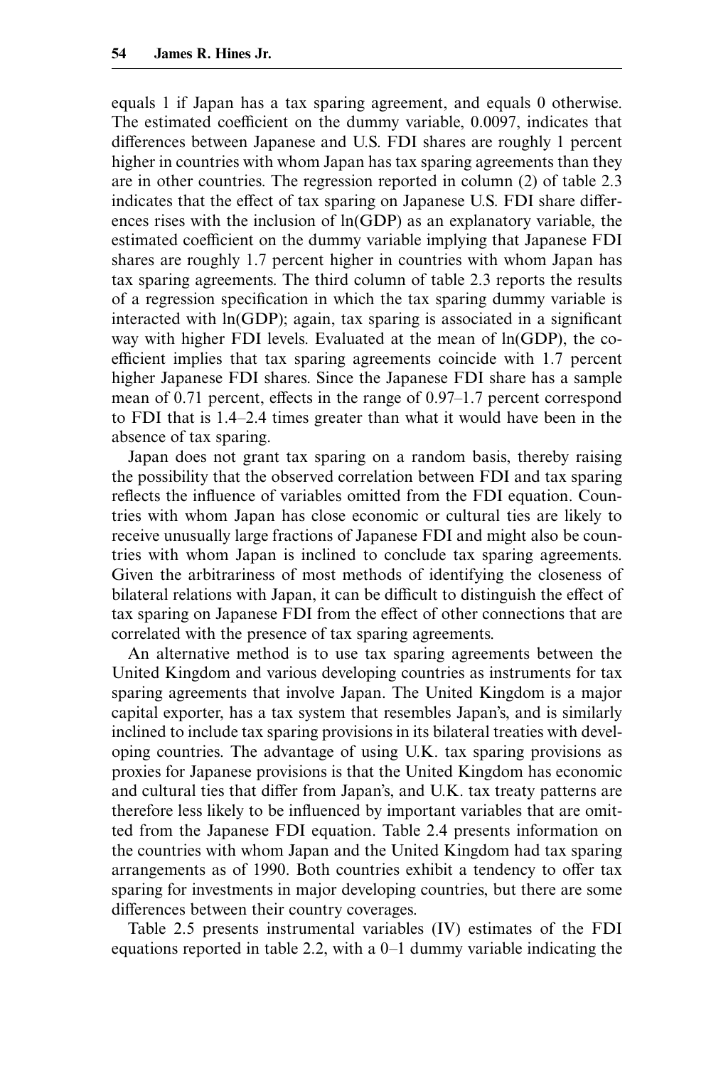equals 1 if Japan has a tax sparing agreement, and equals 0 otherwise. The estimated coefficient on the dummy variable, 0.0097, indicates that differences between Japanese and U.S. FDI shares are roughly 1 percent higher in countries with whom Japan has tax sparing agreements than they are in other countries. The regression reported in column (2) of table 2.3 indicates that the effect of tax sparing on Japanese U.S. FDI share differences rises with the inclusion of ln(GDP) as an explanatory variable, the estimated coefficient on the dummy variable implying that Japanese FDI shares are roughly 1.7 percent higher in countries with whom Japan has tax sparing agreements. The third column of table 2.3 reports the results of a regression specification in which the tax sparing dummy variable is interacted with ln(GDP); again, tax sparing is associated in a significant way with higher FDI levels. Evaluated at the mean of ln(GDP), the coefficient implies that tax sparing agreements coincide with 1.7 percent higher Japanese FDI shares. Since the Japanese FDI share has a sample mean of 0.71 percent, effects in the range of 0.97–1.7 percent correspond to FDI that is 1.4–2.4 times greater than what it would have been in the absence of tax sparing.

Japan does not grant tax sparing on a random basis, thereby raising the possibility that the observed correlation between FDI and tax sparing reflects the influence of variables omitted from the FDI equation. Countries with whom Japan has close economic or cultural ties are likely to receive unusually large fractions of Japanese FDI and might also be countries with whom Japan is inclined to conclude tax sparing agreements. Given the arbitrariness of most methods of identifying the closeness of bilateral relations with Japan, it can be difficult to distinguish the effect of tax sparing on Japanese FDI from the effect of other connections that are correlated with the presence of tax sparing agreements.

An alternative method is to use tax sparing agreements between the United Kingdom and various developing countries as instruments for tax sparing agreements that involve Japan. The United Kingdom is a major capital exporter, has a tax system that resembles Japan's, and is similarly inclined to include tax sparing provisions in its bilateral treaties with developing countries. The advantage of using U.K. tax sparing provisions as proxies for Japanese provisions is that the United Kingdom has economic and cultural ties that differ from Japan's, and U.K. tax treaty patterns are therefore less likely to be influenced by important variables that are omitted from the Japanese FDI equation. Table 2.4 presents information on the countries with whom Japan and the United Kingdom had tax sparing arrangements as of 1990. Both countries exhibit a tendency to offer tax sparing for investments in major developing countries, but there are some differences between their country coverages.

Table 2.5 presents instrumental variables (IV) estimates of the FDI equations reported in table 2.2, with a 0–1 dummy variable indicating the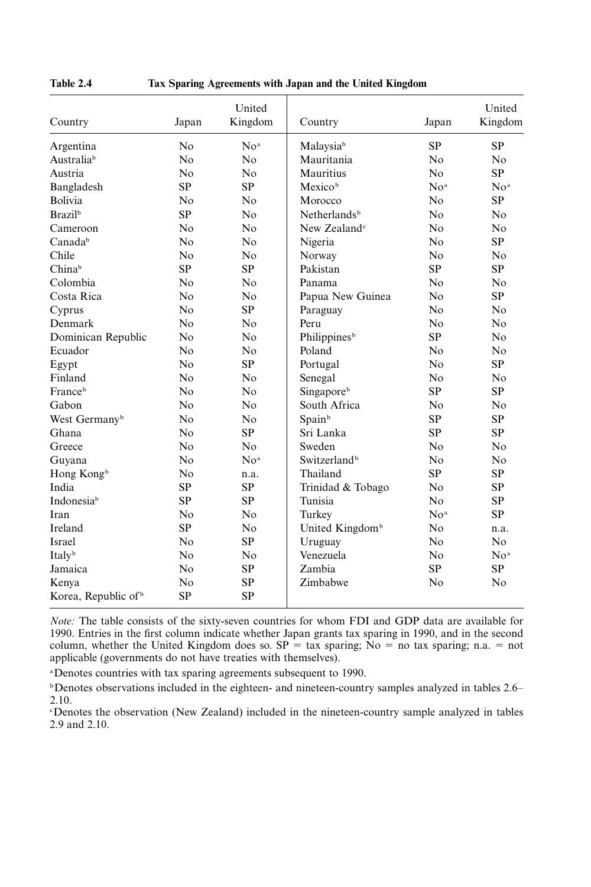**Table 2.4 Tax Sparing Agreements with Japan and the United Kingdom**

| Country | Japan | United Kingdom | Country | Japan | United Kingdom |
|---|---|---|---|---|---|
| Argentina | No | No[a] | Malaysia[b] | SP | SP |
| Australia[b] | No | No | Mauritania | No | No |
| Austria | No | No | Mauritius | No | SP |
| Bangladesh | SP | SP | Mexico[b] | No[a] | No[a] |
| Bolivia | No | No | Morocco | No | SP |
| Brazil[b] | SP | No | Netherlands[b] | No | No |
| Cameroon | No | No | New Zealand[c] | No | No |
| Canada[b] | No | No | Nigeria | No | SP |
| Chile | No | No | Norway | No | No |
| China[b] | SP | SP | Pakistan | SP | SP |
| Colombia | No | No | Panama | No | No |
| Costa Rica | No | No | Papua New Guinea | No | SP |
| Cyprus | No | SP | Paraguay | No | No |
| Denmark | No | No | Peru | No | No |
| Dominican Republic | No | No | Philippines[b] | SP | No |
| Ecuador | No | No | Poland | No | No |
| Egypt | No | SP | Portugal | No | SP |
| Finland | No | No | Senegal | No | No |
| France[b] | No | No | Singapore[b] | SP | SP |
| Gabon | No | No | South Africa | No | No |
| West Germany[b] | No | No | Spain[b] | SP | SP |
| Ghana | No | SP | Sri Lanka | SP | SP |
| Greece | No | No | Sweden | No | No |
| Guyana | No | No[a] | Switzerland[b] | No | No |
| Hong Kong[b] | No | n.a. | Thailand | SP | SP |
| India | SP | SP | Trinidad & Tobago | No | SP |
| Indonesia[b] | SP | SP | Tunisia | No | SP |
| Iran | No | No | Turkey | No[a] | SP |
| Ireland | SP | No | United Kingdom[b] | No | n.a. |
| Israel | No | SP | Uruguay | No | No |
| Italy[b] | No | No | Venezuela | No | No[a] |
| Jamaica | No | SP | Zambia | SP | SP |
| Kenya | No | SP | Zimbabwe | No | No |
| Korea, Republic of[b] | SP | SP | | | |

*Note:* The table consists of the sixty-seven countries for whom FDI and GDP data are available for 1990. Entries in the first column indicate whether Japan grants tax sparing in 1990, and in the second column, whether the United Kingdom does so. SP = tax sparing; No = no tax sparing; n.a. = not applicable (governments do not have treaties with themselves).

[a]Denotes countries with tax sparing agreements subsequent to 1990.

[b]Denotes observations included in the eighteen- and nineteen-country samples analyzed in tables 2.6–2.10.

[c]Denotes the observation (New Zealand) included in the nineteen-country sample analyzed in tables 2.9 and 2.10.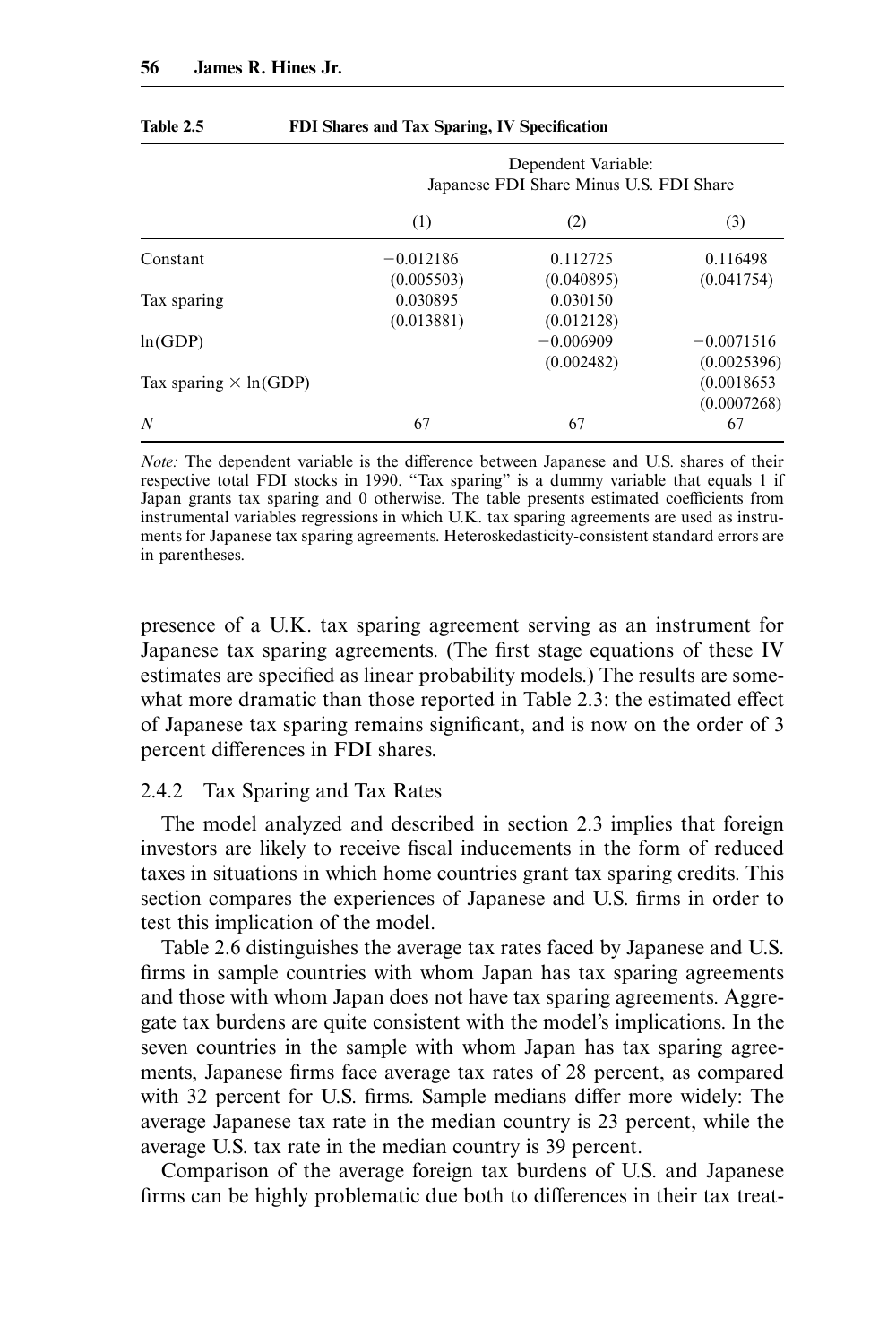Table 2.5 **FDI Shares and Tax Sparing, IV Specification**

| | Dependent Variable: Japanese FDI Share Minus U.S. FDI Share | | |
|---|---|---|---|
| | (1) | (2) | (3) |
| Constant | −0.012186 | 0.112725 | 0.116498 |
| | (0.005503) | (0.040895) | (0.041754) |
| Tax sparing | 0.030895 | 0.030150 | |
| | (0.013881) | (0.012128) | |
| ln(GDP) | | −0.006909 | −0.0071516 |
| | | (0.002482) | (0.0025396) |
| Tax sparing × ln(GDP) | | | (0.0018653 |
| | | | (0.0007268) |
| $N$ | 67 | 67 | 67 |

*Note:* The dependent variable is the difference between Japanese and U.S. shares of their respective total FDI stocks in 1990. "Tax sparing" is a dummy variable that equals 1 if Japan grants tax sparing and 0 otherwise. The table presents estimated coefficients from instrumental variables regressions in which U.K. tax sparing agreements are used as instruments for Japanese tax sparing agreements. Heteroskedasticity-consistent standard errors are in parentheses.

presence of a U.K. tax sparing agreement serving as an instrument for Japanese tax sparing agreements. (The first stage equations of these IV estimates are specified as linear probability models.) The results are somewhat more dramatic than those reported in Table 2.3: the estimated effect of Japanese tax sparing remains significant, and is now on the order of 3 percent differences in FDI shares.

### 2.4.2 Tax Sparing and Tax Rates

The model analyzed and described in section 2.3 implies that foreign investors are likely to receive fiscal inducements in the form of reduced taxes in situations in which home countries grant tax sparing credits. This section compares the experiences of Japanese and U.S. firms in order to test this implication of the model.

Table 2.6 distinguishes the average tax rates faced by Japanese and U.S. firms in sample countries with whom Japan has tax sparing agreements and those with whom Japan does not have tax sparing agreements. Aggregate tax burdens are quite consistent with the model's implications. In the seven countries in the sample with whom Japan has tax sparing agreements, Japanese firms face average tax rates of 28 percent, as compared with 32 percent for U.S. firms. Sample medians differ more widely: The average Japanese tax rate in the median country is 23 percent, while the average U.S. tax rate in the median country is 39 percent.

Comparison of the average foreign tax burdens of U.S. and Japanese firms can be highly problematic due both to differences in their tax treat-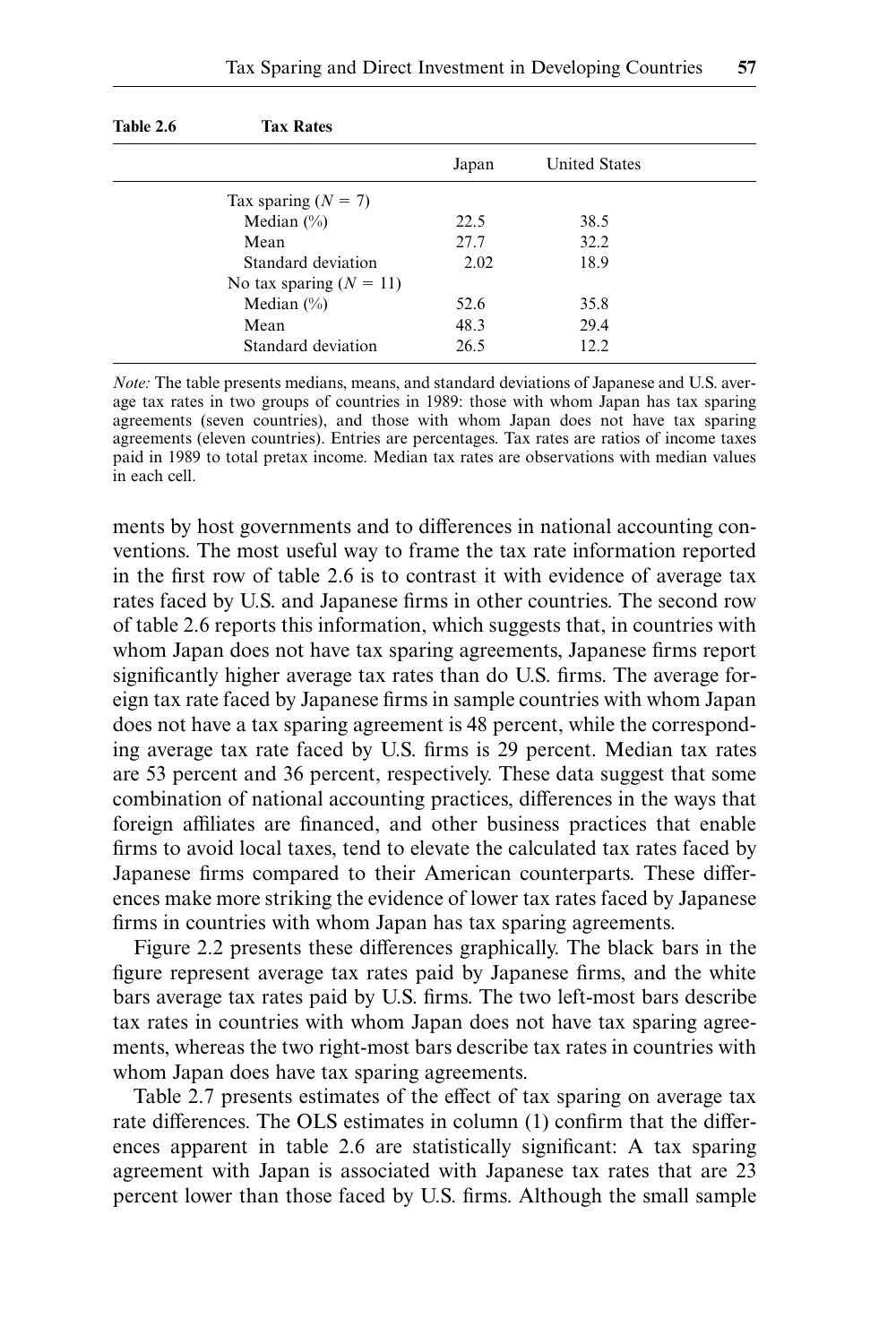**Table 2.6 Tax Rates**

| | Japan | United States |
|---|---|---|
| Tax sparing ($N = 7$) | | |
| Median (%) | 22.5 | 38.5 |
| Mean | 27.7 | 32.2 |
| Standard deviation | 2.02 | 18.9 |
| No tax sparing ($N = 11$) | | |
| Median (%) | 52.6 | 35.8 |
| Mean | 48.3 | 29.4 |
| Standard deviation | 26.5 | 12.2 |

*Note:* The table presents medians, means, and standard deviations of Japanese and U.S. average tax rates in two groups of countries in 1989: those with whom Japan has tax sparing agreements (seven countries), and those with whom Japan does not have tax sparing agreements (eleven countries). Entries are percentages. Tax rates are ratios of income taxes paid in 1989 to total pretax income. Median tax rates are observations with median values in each cell.

ments by host governments and to differences in national accounting conventions. The most useful way to frame the tax rate information reported in the first row of table 2.6 is to contrast it with evidence of average tax rates faced by U.S. and Japanese firms in other countries. The second row of table 2.6 reports this information, which suggests that, in countries with whom Japan does not have tax sparing agreements, Japanese firms report significantly higher average tax rates than do U.S. firms. The average foreign tax rate faced by Japanese firms in sample countries with whom Japan does not have a tax sparing agreement is 48 percent, while the corresponding average tax rate faced by U.S. firms is 29 percent. Median tax rates are 53 percent and 36 percent, respectively. These data suggest that some combination of national accounting practices, differences in the ways that foreign affiliates are financed, and other business practices that enable firms to avoid local taxes, tend to elevate the calculated tax rates faced by Japanese firms compared to their American counterparts. These differences make more striking the evidence of lower tax rates faced by Japanese firms in countries with whom Japan has tax sparing agreements.

Figure 2.2 presents these differences graphically. The black bars in the figure represent average tax rates paid by Japanese firms, and the white bars average tax rates paid by U.S. firms. The two left-most bars describe tax rates in countries with whom Japan does not have tax sparing agreements, whereas the two right-most bars describe tax rates in countries with whom Japan does have tax sparing agreements.

Table 2.7 presents estimates of the effect of tax sparing on average tax rate differences. The OLS estimates in column (1) confirm that the differences apparent in table 2.6 are statistically significant: A tax sparing agreement with Japan is associated with Japanese tax rates that are 23 percent lower than those faced by U.S. firms. Although the small sample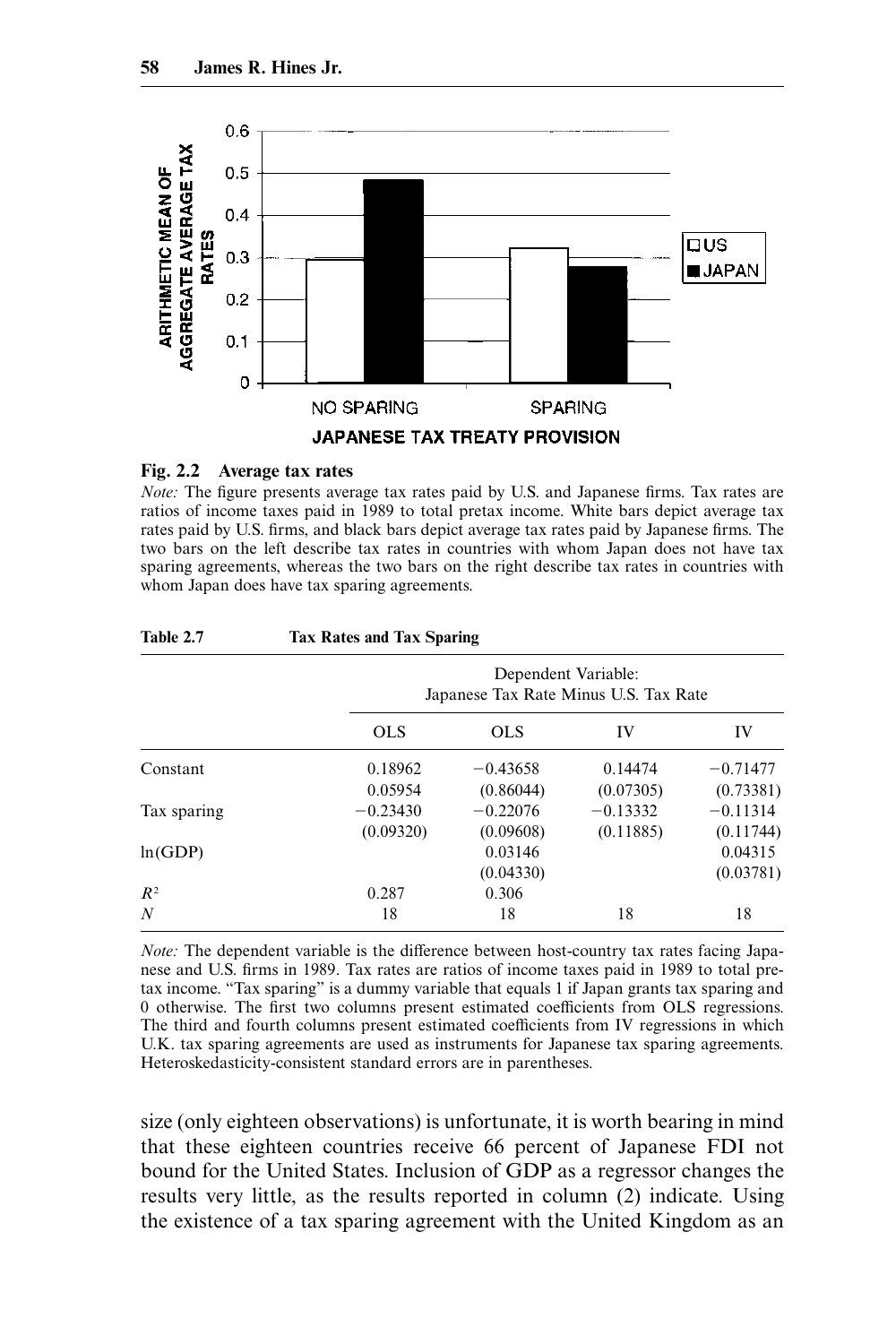**Fig. 2.2 Average tax rates**

*Note:* The figure presents average tax rates paid by U.S. and Japanese firms. Tax rates are ratios of income taxes paid in 1989 to total pretax income. White bars depict average tax rates paid by U.S. firms, and black bars depict average tax rates paid by Japanese firms. The two bars on the left describe tax rates in countries with whom Japan does not have tax sparing agreements, whereas the two bars on the right describe tax rates in countries with whom Japan does have tax sparing agreements.

**Table 2.7 Tax Rates and Tax Sparing**

| | Dependent Variable: Japanese Tax Rate Minus U.S. Tax Rate | | | |
|---|---|---|---|---|
| | OLS | OLS | IV | IV |
| Constant | 0.18962 | −0.43658 | 0.14474 | −0.71477 |
| | 0.05954 | (0.86044) | (0.07305) | (0.73381) |
| Tax sparing | −0.23430 | −0.22076 | −0.13332 | −0.11314 |
| | (0.09320) | (0.09608) | (0.11885) | (0.11744) |
| ln(GDP) | | 0.03146 | | 0.04315 |
| | | (0.04330) | | (0.03781) |
| $R^2$ | 0.287 | 0.306 | | |
| $N$ | 18 | 18 | 18 | 18 |

*Note:* The dependent variable is the difference between host-country tax rates facing Japanese and U.S. firms in 1989. Tax rates are ratios of income taxes paid in 1989 to total pretax income. "Tax sparing" is a dummy variable that equals 1 if Japan grants tax sparing and 0 otherwise. The first two columns present estimated coefficients from OLS regressions. The third and fourth columns present estimated coefficients from IV regressions in which U.K. tax sparing agreements are used as instruments for Japanese tax sparing agreements. Heteroskedasticity-consistent standard errors are in parentheses.

size (only eighteen observations) is unfortunate, it is worth bearing in mind that these eighteen countries receive 66 percent of Japanese FDI not bound for the United States. Inclusion of GDP as a regressor changes the results very little, as the results reported in column (2) indicate. Using the existence of a tax sparing agreement with the United Kingdom as an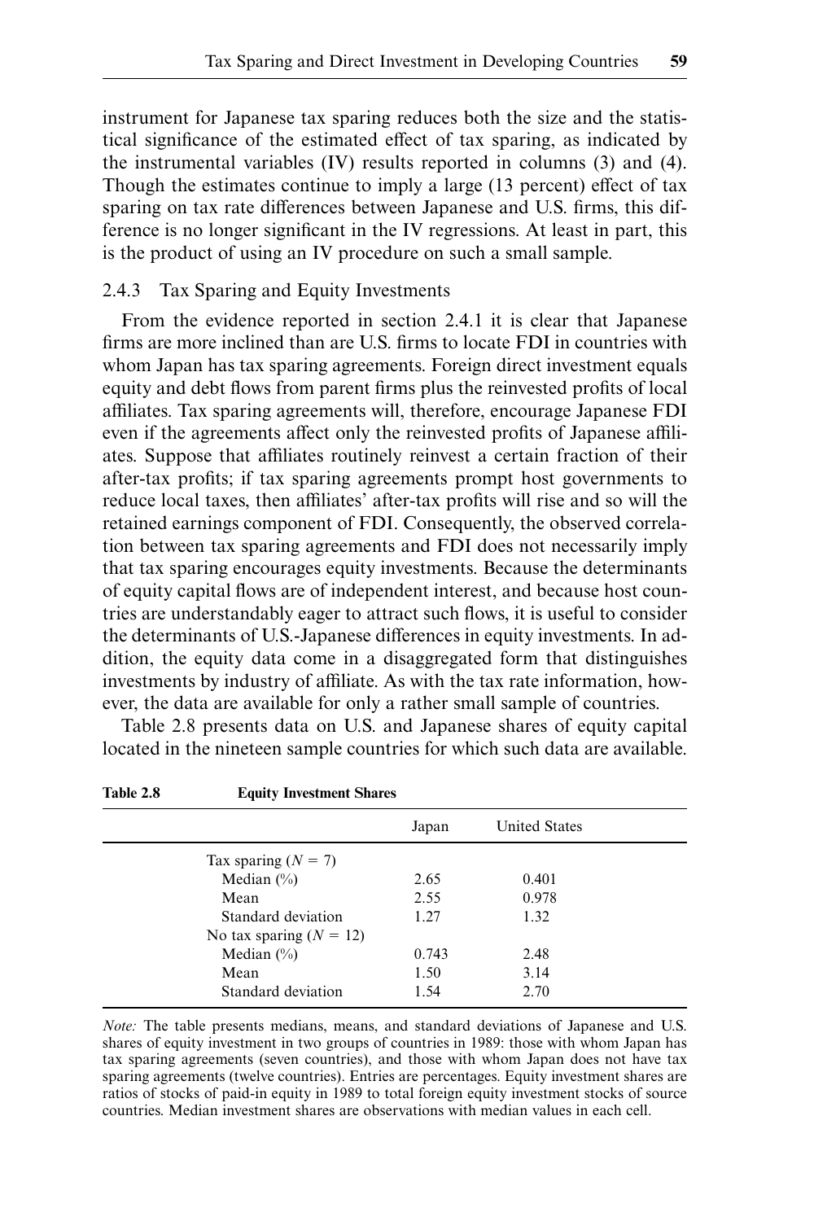instrument for Japanese tax sparing reduces both the size and the statistical significance of the estimated effect of tax sparing, as indicated by the instrumental variables (IV) results reported in columns (3) and (4). Though the estimates continue to imply a large (13 percent) effect of tax sparing on tax rate differences between Japanese and U.S. firms, this difference is no longer significant in the IV regressions. At least in part, this is the product of using an IV procedure on such a small sample.

### 2.4.3 Tax Sparing and Equity Investments

From the evidence reported in section 2.4.1 it is clear that Japanese firms are more inclined than are U.S. firms to locate FDI in countries with whom Japan has tax sparing agreements. Foreign direct investment equals equity and debt flows from parent firms plus the reinvested profits of local affiliates. Tax sparing agreements will, therefore, encourage Japanese FDI even if the agreements affect only the reinvested profits of Japanese affiliates. Suppose that affiliates routinely reinvest a certain fraction of their after-tax profits; if tax sparing agreements prompt host governments to reduce local taxes, then affiliates' after-tax profits will rise and so will the retained earnings component of FDI. Consequently, the observed correlation between tax sparing agreements and FDI does not necessarily imply that tax sparing encourages equity investments. Because the determinants of equity capital flows are of independent interest, and because host countries are understandably eager to attract such flows, it is useful to consider the determinants of U.S.-Japanese differences in equity investments. In addition, the equity data come in a disaggregated form that distinguishes investments by industry of affiliate. As with the tax rate information, however, the data are available for only a rather small sample of countries.

Table 2.8 presents data on U.S. and Japanese shares of equity capital located in the nineteen sample countries for which such data are available.

**Table 2.8 Equity Investment Shares**

| | Japan | United States |
|---|---|---|
| Tax sparing ($N = 7$) | | |
| Median (%) | 2.65 | 0.401 |
| Mean | 2.55 | 0.978 |
| Standard deviation | 1.27 | 1.32 |
| No tax sparing ($N = 12$) | | |
| Median (%) | 0.743 | 2.48 |
| Mean | 1.50 | 3.14 |
| Standard deviation | 1.54 | 2.70 |

*Note:* The table presents medians, means, and standard deviations of Japanese and U.S. shares of equity investment in two groups of countries in 1989: those with whom Japan has tax sparing agreements (seven countries), and those with whom Japan does not have tax sparing agreements (twelve countries). Entries are percentages. Equity investment shares are ratios of stocks of paid-in equity in 1989 to total foreign equity investment stocks of source countries. Median investment shares are observations with median values in each cell.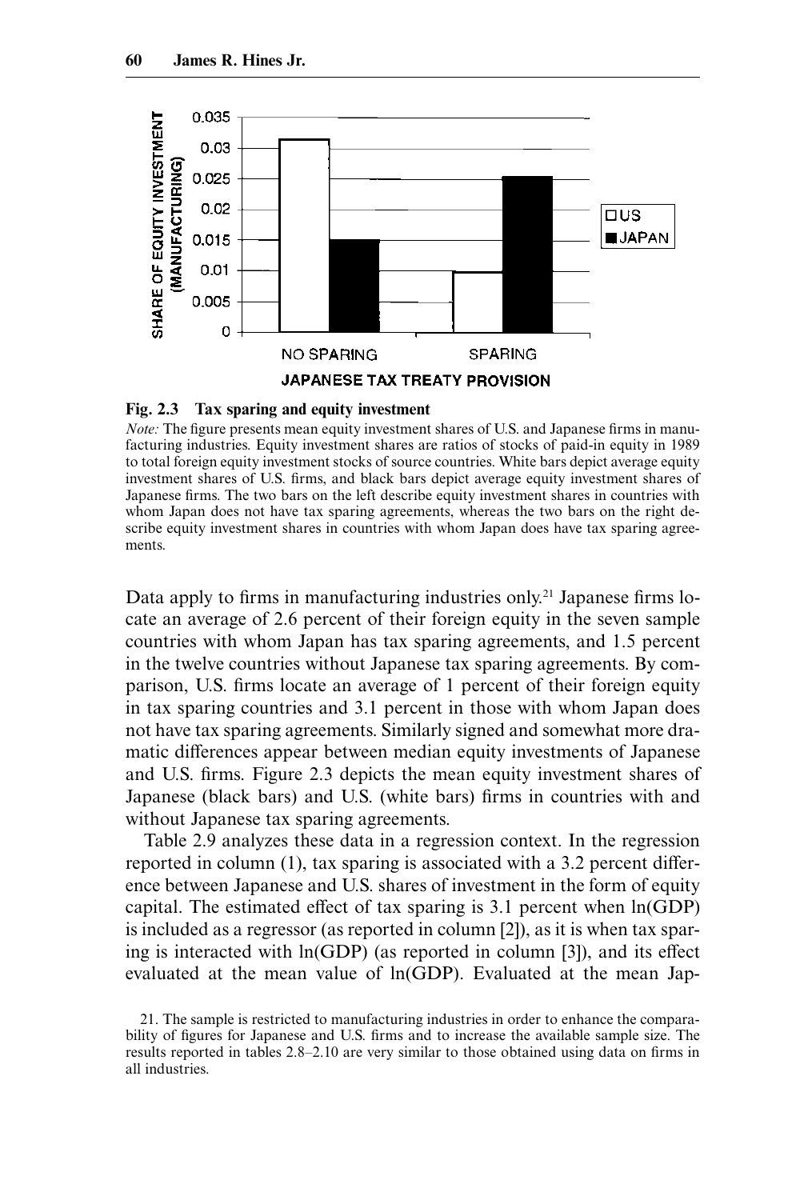**Fig. 2.3 Tax sparing and equity investment**

*Note:* The figure presents mean equity investment shares of U.S. and Japanese firms in manufacturing industries. Equity investment shares are ratios of stocks of paid-in equity in 1989 to total foreign equity investment stocks of source countries. White bars depict average equity investment shares of U.S. firms, and black bars depict average equity investment shares of Japanese firms. The two bars on the left describe equity investment shares in countries with whom Japan does not have tax sparing agreements, whereas the two bars on the right describe equity investment shares in countries with whom Japan does have tax sparing agreements.

Data apply to firms in manufacturing industries only.[21] Japanese firms locate an average of 2.6 percent of their foreign equity in the seven sample countries with whom Japan has tax sparing agreements, and 1.5 percent in the twelve countries without Japanese tax sparing agreements. By comparison, U.S. firms locate an average of 1 percent of their foreign equity in tax sparing countries and 3.1 percent in those with whom Japan does not have tax sparing agreements. Similarly signed and somewhat more dramatic differences appear between median equity investments of Japanese and U.S. firms. Figure 2.3 depicts the mean equity investment shares of Japanese (black bars) and U.S. (white bars) firms in countries with and without Japanese tax sparing agreements.

Table 2.9 analyzes these data in a regression context. In the regression reported in column (1), tax sparing is associated with a 3.2 percent difference between Japanese and U.S. shares of investment in the form of equity capital. The estimated effect of tax sparing is 3.1 percent when ln(GDP) is included as a regressor (as reported in column [2]), as it is when tax sparing is interacted with ln(GDP) (as reported in column [3]), and its effect evaluated at the mean value of ln(GDP). Evaluated at the mean Jap-

21. The sample is restricted to manufacturing industries in order to enhance the comparability of figures for Japanese and U.S. firms and to increase the available sample size. The results reported in tables 2.8–2.10 are very similar to those obtained using data on firms in all industries.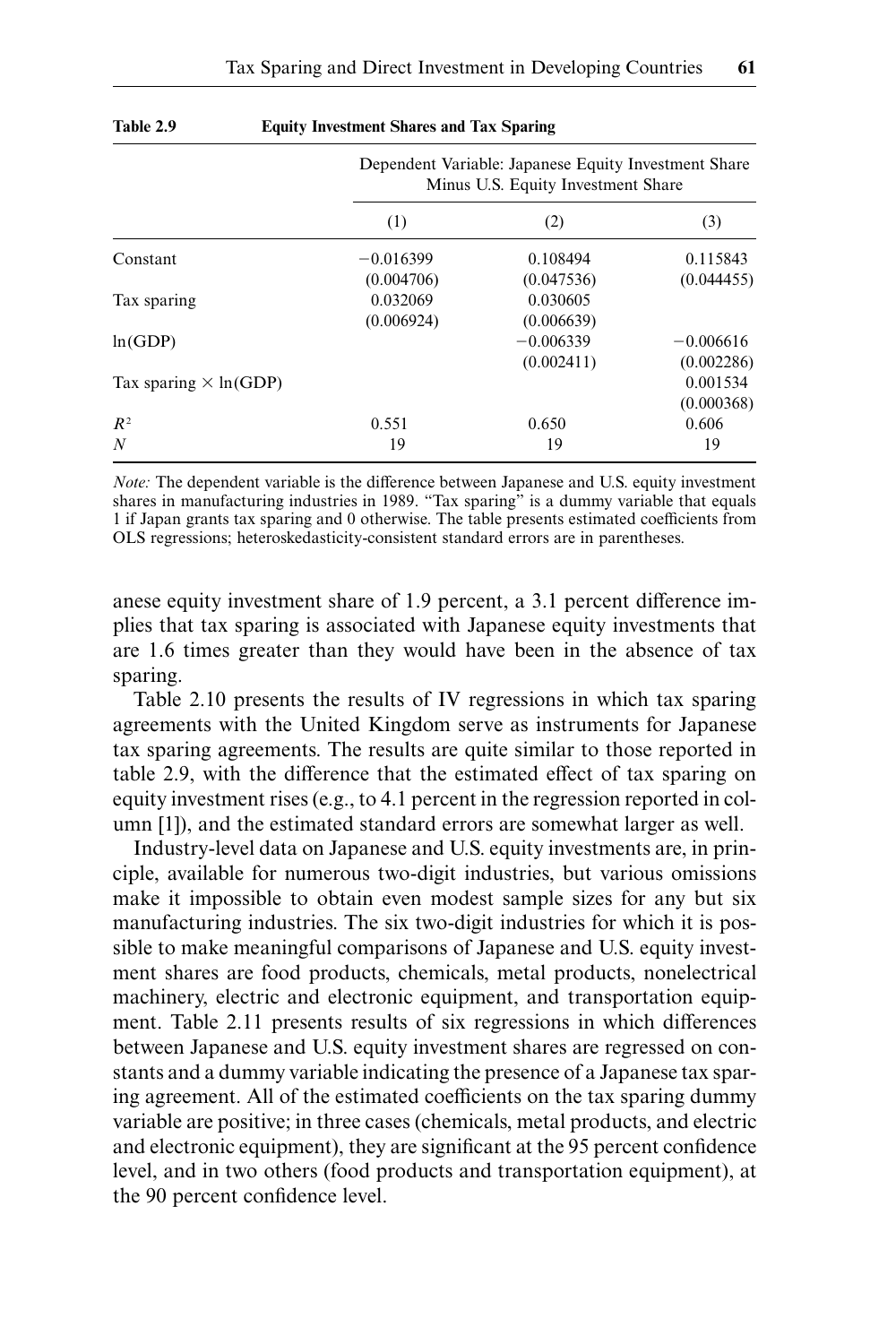**Table 2.9 Equity Investment Shares and Tax Sparing**

| | Dependent Variable: Japanese Equity Investment Share Minus U.S. Equity Investment Share | | |
|---|---|---|---|
| | (1) | (2) | (3) |
| Constant | −0.016399 | 0.108494 | 0.115843 |
| | (0.004706) | (0.047536) | (0.044455) |
| Tax sparing | 0.032069 | 0.030605 | |
| | (0.006924) | (0.006639) | |
| ln(GDP) | | −0.006339 | −0.006616 |
| | | (0.002411) | (0.002286) |
| Tax sparing × ln(GDP) | | | 0.001534 |
| | | | (0.000368) |
| $R^2$ | 0.551 | 0.650 | 0.606 |
| $N$ | 19 | 19 | 19 |

*Note:* The dependent variable is the difference between Japanese and U.S. equity investment shares in manufacturing industries in 1989. "Tax sparing" is a dummy variable that equals 1 if Japan grants tax sparing and 0 otherwise. The table presents estimated coefficients from OLS regressions; heteroskedasticity-consistent standard errors are in parentheses.

anese equity investment share of 1.9 percent, a 3.1 percent difference implies that tax sparing is associated with Japanese equity investments that are 1.6 times greater than they would have been in the absence of tax sparing.

Table 2.10 presents the results of IV regressions in which tax sparing agreements with the United Kingdom serve as instruments for Japanese tax sparing agreements. The results are quite similar to those reported in table 2.9, with the difference that the estimated effect of tax sparing on equity investment rises (e.g., to 4.1 percent in the regression reported in column [1]), and the estimated standard errors are somewhat larger as well.

Industry-level data on Japanese and U.S. equity investments are, in principle, available for numerous two-digit industries, but various omissions make it impossible to obtain even modest sample sizes for any but six manufacturing industries. The six two-digit industries for which it is possible to make meaningful comparisons of Japanese and U.S. equity investment shares are food products, chemicals, metal products, nonelectrical machinery, electric and electronic equipment, and transportation equipment. Table 2.11 presents results of six regressions in which differences between Japanese and U.S. equity investment shares are regressed on constants and a dummy variable indicating the presence of a Japanese tax sparing agreement. All of the estimated coefficients on the tax sparing dummy variable are positive; in three cases (chemicals, metal products, and electric and electronic equipment), they are significant at the 95 percent confidence level, and in two others (food products and transportation equipment), at the 90 percent confidence level.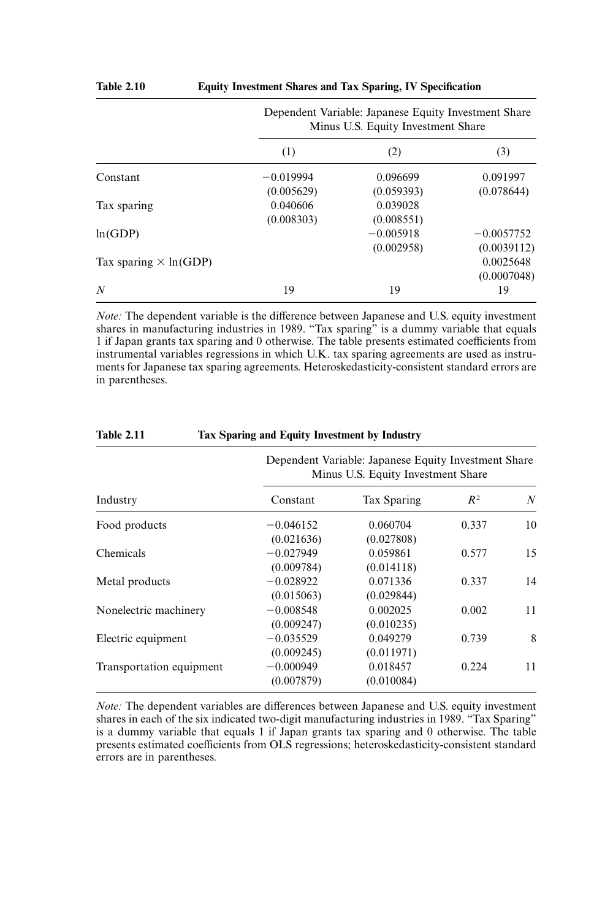**Table 2.10 Equity Investment Shares and Tax Sparing, IV Specification**

| | Dependent Variable: Japanese Equity Investment Share Minus U.S. Equity Investment Share | | |
|---|---|---|---|
| | (1) | (2) | (3) |
| Constant | −0.019994 | 0.096699 | 0.091997 |
| | (0.005629) | (0.059393) | (0.078644) |
| Tax sparing | 0.040606 | 0.039028 | |
| | (0.008303) | (0.008551) | |
| ln(GDP) | | −0.005918 | −0.0057752 |
| | | (0.002958) | (0.0039112) |
| Tax sparing × ln(GDP) | | | 0.0025648 |
| | | | (0.0007048) |
| $N$ | 19 | 19 | 19 |

*Note:* The dependent variable is the difference between Japanese and U.S. equity investment shares in manufacturing industries in 1989. "Tax sparing" is a dummy variable that equals 1 if Japan grants tax sparing and 0 otherwise. The table presents estimated coefficients from instrumental variables regressions in which U.K. tax sparing agreements are used as instruments for Japanese tax sparing agreements. Heteroskedasticity-consistent standard errors are in parentheses.

**Table 2.11 Tax Sparing and Equity Investment by Industry**

| | Dependent Variable: Japanese Equity Investment Share Minus U.S. Equity Investment Share | | | |
|---|---|---|---|---|
| Industry | Constant | Tax Sparing | $R^2$ | $N$ |
| Food products | −0.046152 | 0.060704 | 0.337 | 10 |
| | (0.021636) | (0.027808) | | |
| Chemicals | −0.027949 | 0.059861 | 0.577 | 15 |
| | (0.009784) | (0.014118) | | |
| Metal products | −0.028922 | 0.071336 | 0.337 | 14 |
| | (0.015063) | (0.029844) | | |
| Nonelectric machinery | −0.008548 | 0.002025 | 0.002 | 11 |
| | (0.009247) | (0.010235) | | |
| Electric equipment | −0.035529 | 0.049279 | 0.739 | 8 |
| | (0.009245) | (0.011971) | | |
| Transportation equipment | −0.000949 | 0.018457 | 0.224 | 11 |
| | (0.007879) | (0.010084) | | |

*Note:* The dependent variables are differences between Japanese and U.S. equity investment shares in each of the six indicated two-digit manufacturing industries in 1989. "Tax Sparing" is a dummy variable that equals 1 if Japan grants tax sparing and 0 otherwise. The table presents estimated coefficients from OLS regressions; heteroskedasticity-consistent standard errors are in parentheses.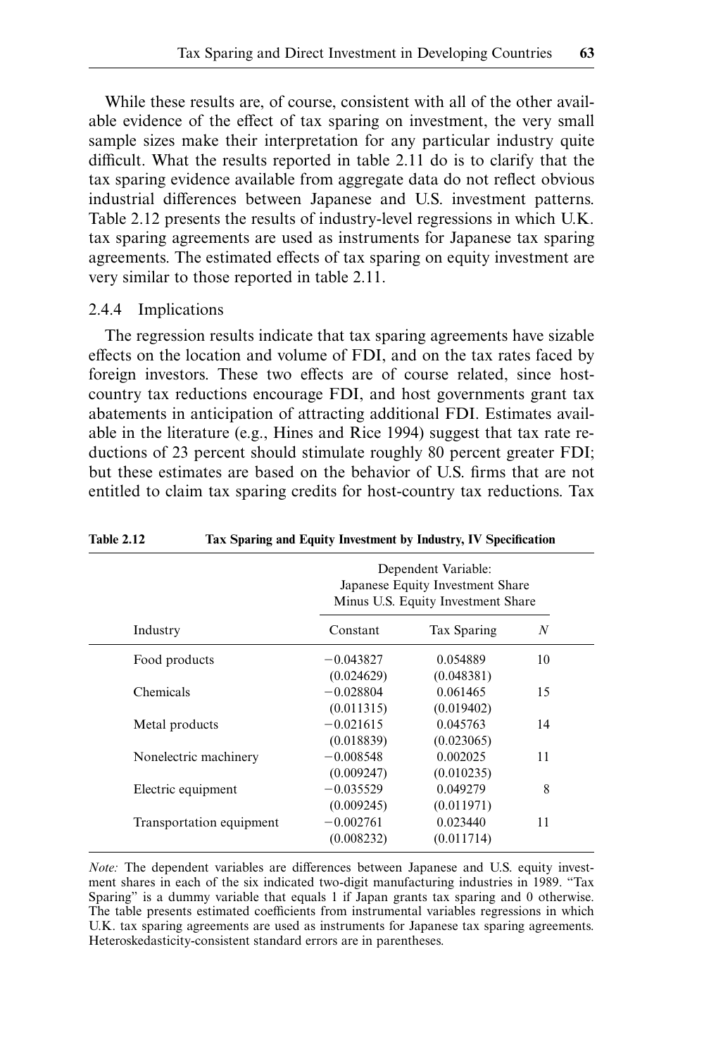While these results are, of course, consistent with all of the other available evidence of the effect of tax sparing on investment, the very small sample sizes make their interpretation for any particular industry quite difficult. What the results reported in table 2.11 do is to clarify that the tax sparing evidence available from aggregate data do not reflect obvious industrial differences between Japanese and U.S. investment patterns. Table 2.12 presents the results of industry-level regressions in which U.K. tax sparing agreements are used as instruments for Japanese tax sparing agreements. The estimated effects of tax sparing on equity investment are very similar to those reported in table 2.11.

### 2.4.4 Implications

The regression results indicate that tax sparing agreements have sizable effects on the location and volume of FDI, and on the tax rates faced by foreign investors. These two effects are of course related, since host-country tax reductions encourage FDI, and host governments grant tax abatements in anticipation of attracting additional FDI. Estimates available in the literature (e.g., Hines and Rice 1994) suggest that tax rate reductions of 23 percent should stimulate roughly 80 percent greater FDI; but these estimates are based on the behavior of U.S. firms that are not entitled to claim tax sparing credits for host-country tax reductions. Tax

**Table 2.12 Tax Sparing and Equity Investment by Industry, IV Specification**

| | Dependent Variable: Japanese Equity Investment Share Minus U.S. Equity Investment Share | | |
|---|---|---|---|
| Industry | Constant | Tax Sparing | $N$ |
| Food products | −0.043827 | 0.054889 | 10 |
| | (0.024629) | (0.048381) | |
| Chemicals | −0.028804 | 0.061465 | 15 |
| | (0.011315) | (0.019402) | |
| Metal products | −0.021615 | 0.045763 | 14 |
| | (0.018839) | (0.023065) | |
| Nonelectric machinery | −0.008548 | 0.002025 | 11 |
| | (0.009247) | (0.010235) | |
| Electric equipment | −0.035529 | 0.049279 | 8 |
| | (0.009245) | (0.011971) | |
| Transportation equipment | −0.002761 | 0.023440 | 11 |
| | (0.008232) | (0.011714) | |

*Note:* The dependent variables are differences between Japanese and U.S. equity investment shares in each of the six indicated two-digit manufacturing industries in 1989. "Tax Sparing" is a dummy variable that equals 1 if Japan grants tax sparing and 0 otherwise. The table presents estimated coefficients from instrumental variables regressions in which U.K. tax sparing agreements are used as instruments for Japanese tax sparing agreements. Heteroskedasticity-consistent standard errors are in parentheses.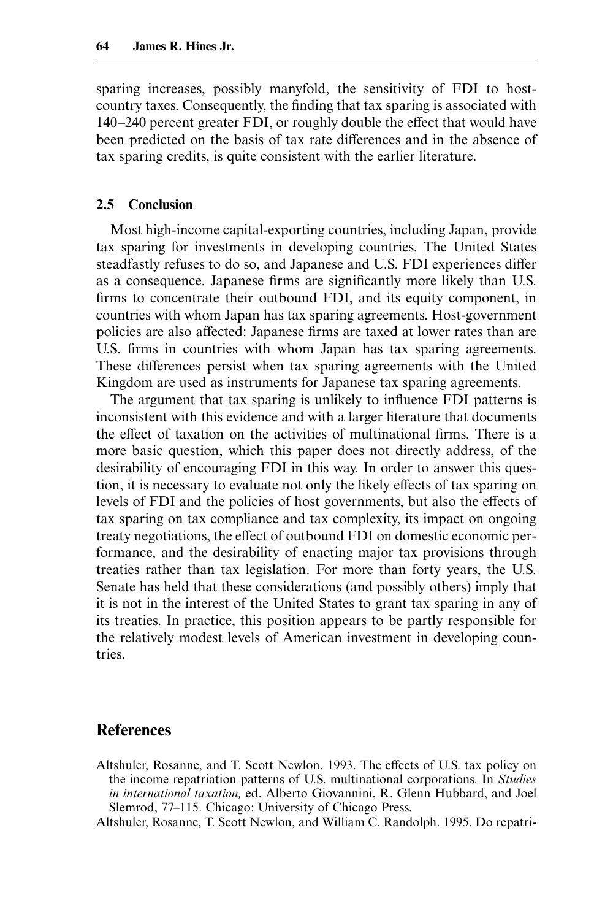sparing increases, possibly manyfold, the sensitivity of FDI to host-country taxes. Consequently, the finding that tax sparing is associated with 140–240 percent greater FDI, or roughly double the effect that would have been predicted on the basis of tax rate differences and in the absence of tax sparing credits, is quite consistent with the earlier literature.

## 2.5 Conclusion

Most high-income capital-exporting countries, including Japan, provide tax sparing for investments in developing countries. The United States steadfastly refuses to do so, and Japanese and U.S. FDI experiences differ as a consequence. Japanese firms are significantly more likely than U.S. firms to concentrate their outbound FDI, and its equity component, in countries with whom Japan has tax sparing agreements. Host-government policies are also affected: Japanese firms are taxed at lower rates than are U.S. firms in countries with whom Japan has tax sparing agreements. These differences persist when tax sparing agreements with the United Kingdom are used as instruments for Japanese tax sparing agreements.

The argument that tax sparing is unlikely to influence FDI patterns is inconsistent with this evidence and with a larger literature that documents the effect of taxation on the activities of multinational firms. There is a more basic question, which this paper does not directly address, of the desirability of encouraging FDI in this way. In order to answer this question, it is necessary to evaluate not only the likely effects of tax sparing on levels of FDI and the policies of host governments, but also the effects of tax sparing on tax compliance and tax complexity, its impact on ongoing treaty negotiations, the effect of outbound FDI on domestic economic performance, and the desirability of enacting major tax provisions through treaties rather than tax legislation. For more than forty years, the U.S. Senate has held that these considerations (and possibly others) imply that it is not in the interest of the United States to grant tax sparing in any of its treaties. In practice, this position appears to be partly responsible for the relatively modest levels of American investment in developing countries.

## References

Altshuler, Rosanne, and T. Scott Newlon. 1993. The effects of U.S. tax policy on the income repatriation patterns of U.S. multinational corporations. In *Studies in international taxation,* ed. Alberto Giovannini, R. Glenn Hubbard, and Joel Slemrod, 77–115. Chicago: University of Chicago Press.

Altshuler, Rosanne, T. Scott Newlon, and William C. Randolph. 1995. Do repatri-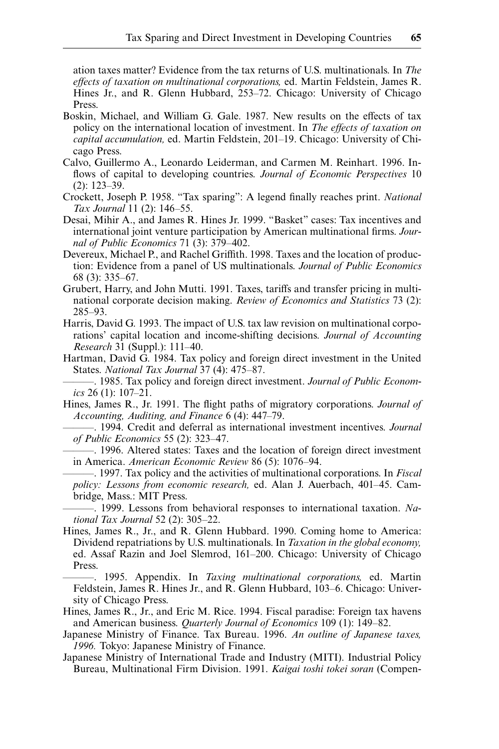ation taxes matter? Evidence from the tax returns of U.S. multinationals. In *The effects of taxation on multinational corporations,* ed. Martin Feldstein, James R. Hines Jr., and R. Glenn Hubbard, 253–72. Chicago: University of Chicago Press.

Boskin, Michael, and William G. Gale. 1987. New results on the effects of tax policy on the international location of investment. In *The effects of taxation on capital accumulation,* ed. Martin Feldstein, 201–19. Chicago: University of Chicago Press.

Calvo, Guillermo A., Leonardo Leiderman, and Carmen M. Reinhart. 1996. Inflows of capital to developing countries. *Journal of Economic Perspectives* 10 (2): 123–39.

Crockett, Joseph P. 1958. "Tax sparing": A legend finally reaches print. *National Tax Journal* 11 (2): 146–55.

Desai, Mihir A., and James R. Hines Jr. 1999. "Basket" cases: Tax incentives and international joint venture participation by American multinational firms. *Journal of Public Economics* 71 (3): 379–402.

Devereux, Michael P., and Rachel Griffith. 1998. Taxes and the location of production: Evidence from a panel of US multinationals. *Journal of Public Economics* 68 (3): 335–67.

Grubert, Harry, and John Mutti. 1991. Taxes, tariffs and transfer pricing in multinational corporate decision making. *Review of Economics and Statistics* 73 (2): 285–93.

Harris, David G. 1993. The impact of U.S. tax law revision on multinational corporations' capital location and income-shifting decisions. *Journal of Accounting Research* 31 (Suppl.): 111–40.

Hartman, David G. 1984. Tax policy and foreign direct investment in the United States. *National Tax Journal* 37 (4): 475–87.

———. 1985. Tax policy and foreign direct investment. *Journal of Public Economics* 26 (1): 107–21.

Hines, James R., Jr. 1991. The flight paths of migratory corporations. *Journal of Accounting, Auditing, and Finance* 6 (4): 447–79.

———. 1994. Credit and deferral as international investment incentives. *Journal of Public Economics* 55 (2): 323–47.

———. 1996. Altered states: Taxes and the location of foreign direct investment in America. *American Economic Review* 86 (5): 1076–94.

———. 1997. Tax policy and the activities of multinational corporations. In *Fiscal policy: Lessons from economic research,* ed. Alan J. Auerbach, 401–45. Cambridge, Mass.: MIT Press.

———. 1999. Lessons from behavioral responses to international taxation. *National Tax Journal* 52 (2): 305–22.

Hines, James R., Jr., and R. Glenn Hubbard. 1990. Coming home to America: Dividend repatriations by U.S. multinationals. In *Taxation in the global economy,* ed. Assaf Razin and Joel Slemrod, 161–200. Chicago: University of Chicago Press.

———. 1995. Appendix. In *Taxing multinational corporations,* ed. Martin Feldstein, James R. Hines Jr., and R. Glenn Hubbard, 103–6. Chicago: University of Chicago Press.

Hines, James R., Jr., and Eric M. Rice. 1994. Fiscal paradise: Foreign tax havens and American business. *Quarterly Journal of Economics* 109 (1): 149–82.

Japanese Ministry of Finance. Tax Bureau. 1996. *An outline of Japanese taxes, 1996.* Tokyo: Japanese Ministry of Finance.

Japanese Ministry of International Trade and Industry (MITI). Industrial Policy Bureau, Multinational Firm Division. 1991. *Kaigai toshi tokei soran* (Compen-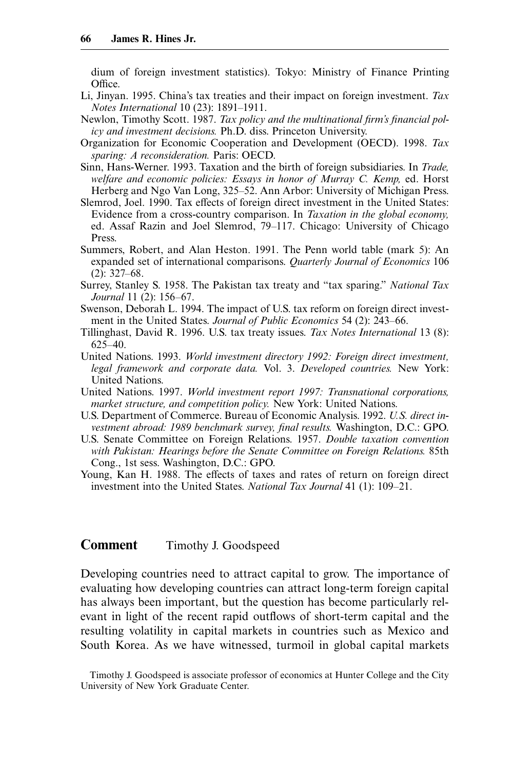dium of foreign investment statistics). Tokyo: Ministry of Finance Printing Office.

Li, Jinyan. 1995. China's tax treaties and their impact on foreign investment. *Tax Notes International* 10 (23): 1891–1911.

Newlon, Timothy Scott. 1987. *Tax policy and the multinational firm's financial policy and investment decisions.* Ph.D. diss. Princeton University.

Organization for Economic Cooperation and Development (OECD). 1998. *Tax sparing: A reconsideration.* Paris: OECD.

Sinn, Hans-Werner. 1993. Taxation and the birth of foreign subsidiaries. In *Trade, welfare and economic policies: Essays in honor of Murray C. Kemp,* ed. Horst Herberg and Ngo Van Long, 325–52. Ann Arbor: University of Michigan Press.

Slemrod, Joel. 1990. Tax effects of foreign direct investment in the United States: Evidence from a cross-country comparison. In *Taxation in the global economy,* ed. Assaf Razin and Joel Slemrod, 79–117. Chicago: University of Chicago Press.

Summers, Robert, and Alan Heston. 1991. The Penn world table (mark 5): An expanded set of international comparisons. *Quarterly Journal of Economics* 106 (2): 327–68.

Surrey, Stanley S. 1958. The Pakistan tax treaty and "tax sparing." *National Tax Journal* 11 (2): 156–67.

Swenson, Deborah L. 1994. The impact of U.S. tax reform on foreign direct investment in the United States. *Journal of Public Economics* 54 (2): 243–66.

Tillinghast, David R. 1996. U.S. tax treaty issues. *Tax Notes International* 13 (8): 625–40.

United Nations. 1993. *World investment directory 1992: Foreign direct investment, legal framework and corporate data.* Vol. 3. *Developed countries.* New York: United Nations.

United Nations. 1997. *World investment report 1997: Transnational corporations, market structure, and competition policy.* New York: United Nations.

U.S. Department of Commerce. Bureau of Economic Analysis. 1992. *U.S. direct investment abroad: 1989 benchmark survey, final results.* Washington, D.C.: GPO.

U.S. Senate Committee on Foreign Relations. 1957. *Double taxation convention with Pakistan: Hearings before the Senate Committee on Foreign Relations.* 85th Cong., 1st sess. Washington, D.C.: GPO.

Young, Kan H. 1988. The effects of taxes and rates of return on foreign direct investment into the United States. *National Tax Journal* 41 (1): 109–21.

## Comment Timothy J. Goodspeed

Developing countries need to attract capital to grow. The importance of evaluating how developing countries can attract long-term foreign capital has always been important, but the question has become particularly relevant in light of the recent rapid outflows of short-term capital and the resulting volatility in capital markets in countries such as Mexico and South Korea. As we have witnessed, turmoil in global capital markets

Timothy J. Goodspeed is associate professor of economics at Hunter College and the City University of New York Graduate Center.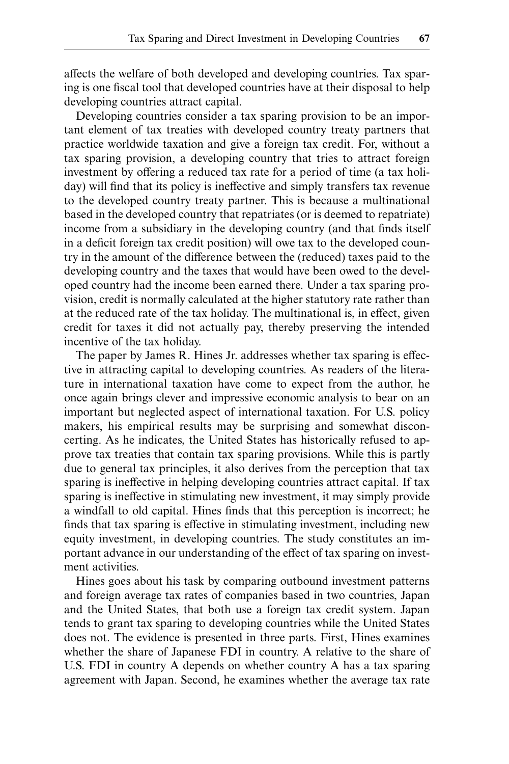affects the welfare of both developed and developing countries. Tax sparing is one fiscal tool that developed countries have at their disposal to help developing countries attract capital.

Developing countries consider a tax sparing provision to be an important element of tax treaties with developed country treaty partners that practice worldwide taxation and give a foreign tax credit. For, without a tax sparing provision, a developing country that tries to attract foreign investment by offering a reduced tax rate for a period of time (a tax holiday) will find that its policy is ineffective and simply transfers tax revenue to the developed country treaty partner. This is because a multinational based in the developed country that repatriates (or is deemed to repatriate) income from a subsidiary in the developing country (and that finds itself in a deficit foreign tax credit position) will owe tax to the developed country in the amount of the difference between the (reduced) taxes paid to the developing country and the taxes that would have been owed to the developed country had the income been earned there. Under a tax sparing provision, credit is normally calculated at the higher statutory rate rather than at the reduced rate of the tax holiday. The multinational is, in effect, given credit for taxes it did not actually pay, thereby preserving the intended incentive of the tax holiday.

The paper by James R. Hines Jr. addresses whether tax sparing is effective in attracting capital to developing countries. As readers of the literature in international taxation have come to expect from the author, he once again brings clever and impressive economic analysis to bear on an important but neglected aspect of international taxation. For U.S. policy makers, his empirical results may be surprising and somewhat disconcerting. As he indicates, the United States has historically refused to approve tax treaties that contain tax sparing provisions. While this is partly due to general tax principles, it also derives from the perception that tax sparing is ineffective in helping developing countries attract capital. If tax sparing is ineffective in stimulating new investment, it may simply provide a windfall to old capital. Hines finds that this perception is incorrect; he finds that tax sparing is effective in stimulating investment, including new equity investment, in developing countries. The study constitutes an important advance in our understanding of the effect of tax sparing on investment activities.

Hines goes about his task by comparing outbound investment patterns and foreign average tax rates of companies based in two countries, Japan and the United States, that both use a foreign tax credit system. Japan tends to grant tax sparing to developing countries while the United States does not. The evidence is presented in three parts. First, Hines examines whether the share of Japanese FDI in country. A relative to the share of U.S. FDI in country A depends on whether country A has a tax sparing agreement with Japan. Second, he examines whether the average tax rate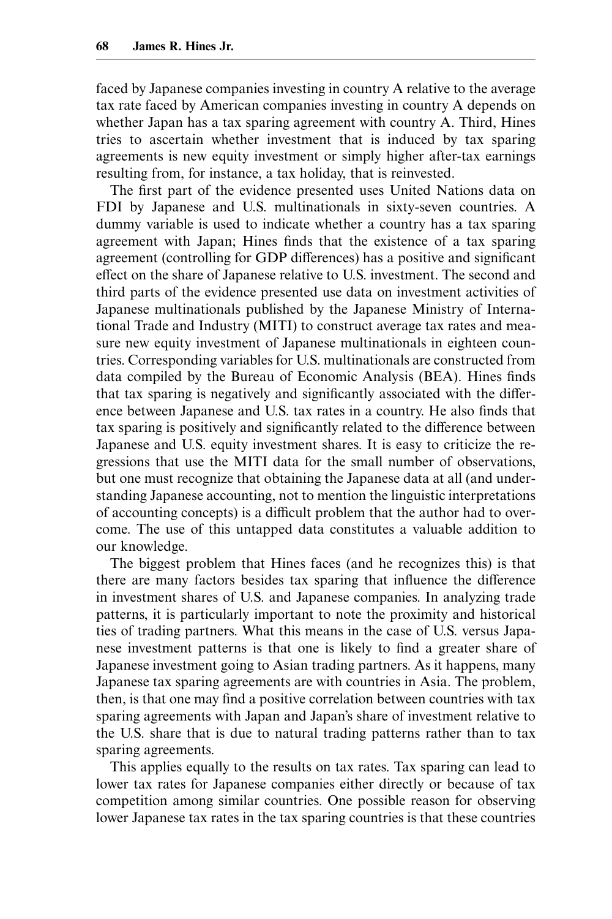faced by Japanese companies investing in country A relative to the average tax rate faced by American companies investing in country A depends on whether Japan has a tax sparing agreement with country A. Third, Hines tries to ascertain whether investment that is induced by tax sparing agreements is new equity investment or simply higher after-tax earnings resulting from, for instance, a tax holiday, that is reinvested.

The first part of the evidence presented uses United Nations data on FDI by Japanese and U.S. multinationals in sixty-seven countries. A dummy variable is used to indicate whether a country has a tax sparing agreement with Japan; Hines finds that the existence of a tax sparing agreement (controlling for GDP differences) has a positive and significant effect on the share of Japanese relative to U.S. investment. The second and third parts of the evidence presented use data on investment activities of Japanese multinationals published by the Japanese Ministry of International Trade and Industry (MITI) to construct average tax rates and measure new equity investment of Japanese multinationals in eighteen countries. Corresponding variables for U.S. multinationals are constructed from data compiled by the Bureau of Economic Analysis (BEA). Hines finds that tax sparing is negatively and significantly associated with the difference between Japanese and U.S. tax rates in a country. He also finds that tax sparing is positively and significantly related to the difference between Japanese and U.S. equity investment shares. It is easy to criticize the regressions that use the MITI data for the small number of observations, but one must recognize that obtaining the Japanese data at all (and understanding Japanese accounting, not to mention the linguistic interpretations of accounting concepts) is a difficult problem that the author had to overcome. The use of this untapped data constitutes a valuable addition to our knowledge.

The biggest problem that Hines faces (and he recognizes this) is that there are many factors besides tax sparing that influence the difference in investment shares of U.S. and Japanese companies. In analyzing trade patterns, it is particularly important to note the proximity and historical ties of trading partners. What this means in the case of U.S. versus Japanese investment patterns is that one is likely to find a greater share of Japanese investment going to Asian trading partners. As it happens, many Japanese tax sparing agreements are with countries in Asia. The problem, then, is that one may find a positive correlation between countries with tax sparing agreements with Japan and Japan's share of investment relative to the U.S. share that is due to natural trading patterns rather than to tax sparing agreements.

This applies equally to the results on tax rates. Tax sparing can lead to lower tax rates for Japanese companies either directly or because of tax competition among similar countries. One possible reason for observing lower Japanese tax rates in the tax sparing countries is that these countries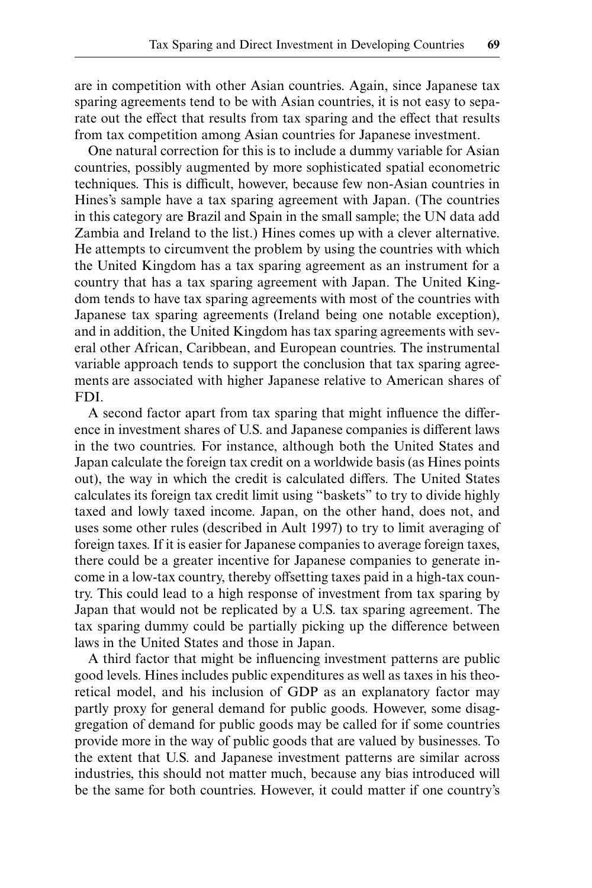are in competition with other Asian countries. Again, since Japanese tax sparing agreements tend to be with Asian countries, it is not easy to separate out the effect that results from tax sparing and the effect that results from tax competition among Asian countries for Japanese investment.

One natural correction for this is to include a dummy variable for Asian countries, possibly augmented by more sophisticated spatial econometric techniques. This is difficult, however, because few non-Asian countries in Hines's sample have a tax sparing agreement with Japan. (The countries in this category are Brazil and Spain in the small sample; the UN data add Zambia and Ireland to the list.) Hines comes up with a clever alternative. He attempts to circumvent the problem by using the countries with which the United Kingdom has a tax sparing agreement as an instrument for a country that has a tax sparing agreement with Japan. The United Kingdom tends to have tax sparing agreements with most of the countries with Japanese tax sparing agreements (Ireland being one notable exception), and in addition, the United Kingdom has tax sparing agreements with several other African, Caribbean, and European countries. The instrumental variable approach tends to support the conclusion that tax sparing agreements are associated with higher Japanese relative to American shares of FDI.

A second factor apart from tax sparing that might influence the difference in investment shares of U.S. and Japanese companies is different laws in the two countries. For instance, although both the United States and Japan calculate the foreign tax credit on a worldwide basis (as Hines points out), the way in which the credit is calculated differs. The United States calculates its foreign tax credit limit using "baskets" to try to divide highly taxed and lowly taxed income. Japan, on the other hand, does not, and uses some other rules (described in Ault 1997) to try to limit averaging of foreign taxes. If it is easier for Japanese companies to average foreign taxes, there could be a greater incentive for Japanese companies to generate income in a low-tax country, thereby offsetting taxes paid in a high-tax country. This could lead to a high response of investment from tax sparing by Japan that would not be replicated by a U.S. tax sparing agreement. The tax sparing dummy could be partially picking up the difference between laws in the United States and those in Japan.

A third factor that might be influencing investment patterns are public good levels. Hines includes public expenditures as well as taxes in his theoretical model, and his inclusion of GDP as an explanatory factor may partly proxy for general demand for public goods. However, some disaggregation of demand for public goods may be called for if some countries provide more in the way of public goods that are valued by businesses. To the extent that U.S. and Japanese investment patterns are similar across industries, this should not matter much, because any bias introduced will be the same for both countries. However, it could matter if one country's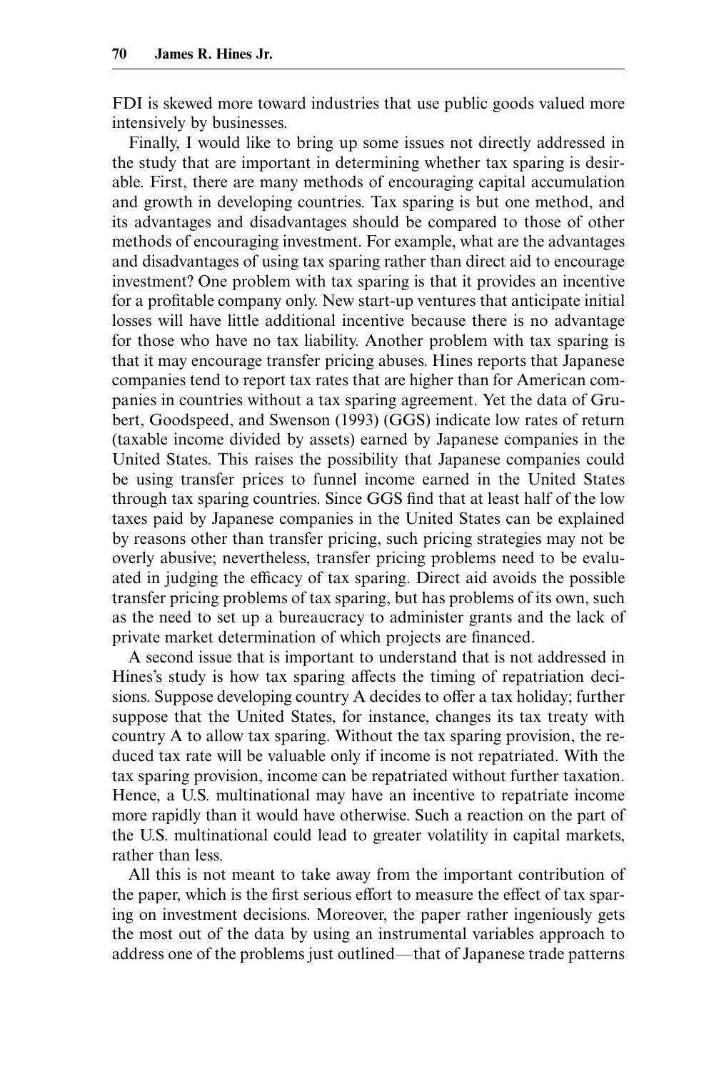FDI is skewed more toward industries that use public goods valued more intensively by businesses.

Finally, I would like to bring up some issues not directly addressed in the study that are important in determining whether tax sparing is desirable. First, there are many methods of encouraging capital accumulation and growth in developing countries. Tax sparing is but one method, and its advantages and disadvantages should be compared to those of other methods of encouraging investment. For example, what are the advantages and disadvantages of using tax sparing rather than direct aid to encourage investment? One problem with tax sparing is that it provides an incentive for a profitable company only. New start-up ventures that anticipate initial losses will have little additional incentive because there is no advantage for those who have no tax liability. Another problem with tax sparing is that it may encourage transfer pricing abuses. Hines reports that Japanese companies tend to report tax rates that are higher than for American companies in countries without a tax sparing agreement. Yet the data of Grubert, Goodspeed, and Swenson (1993) (GGS) indicate low rates of return (taxable income divided by assets) earned by Japanese companies in the United States. This raises the possibility that Japanese companies could be using transfer prices to funnel income earned in the United States through tax sparing countries. Since GGS find that at least half of the low taxes paid by Japanese companies in the United States can be explained by reasons other than transfer pricing, such pricing strategies may not be overly abusive; nevertheless, transfer pricing problems need to be evaluated in judging the efficacy of tax sparing. Direct aid avoids the possible transfer pricing problems of tax sparing, but has problems of its own, such as the need to set up a bureaucracy to administer grants and the lack of private market determination of which projects are financed.

A second issue that is important to understand that is not addressed in Hines's study is how tax sparing affects the timing of repatriation decisions. Suppose developing country A decides to offer a tax holiday; further suppose that the United States, for instance, changes its tax treaty with country A to allow tax sparing. Without the tax sparing provision, the reduced tax rate will be valuable only if income is not repatriated. With the tax sparing provision, income can be repatriated without further taxation. Hence, a U.S. multinational may have an incentive to repatriate income more rapidly than it would have otherwise. Such a reaction on the part of the U.S. multinational could lead to greater volatility in capital markets, rather than less.

All this is not meant to take away from the important contribution of the paper, which is the first serious effort to measure the effect of tax sparing on investment decisions. Moreover, the paper rather ingeniously gets the most out of the data by using an instrumental variables approach to address one of the problems just outlined—that of Japanese trade patterns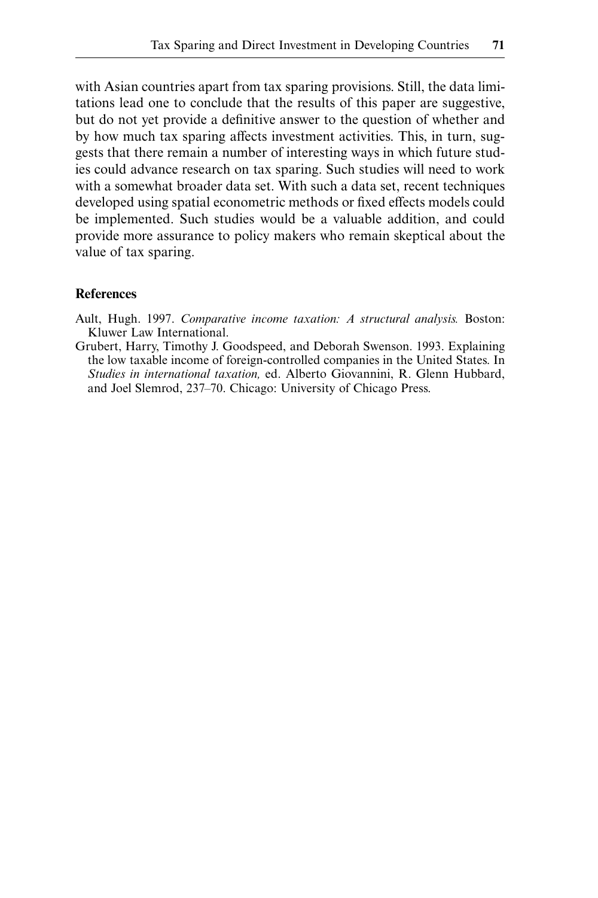with Asian countries apart from tax sparing provisions. Still, the data limitations lead one to conclude that the results of this paper are suggestive, but do not yet provide a definitive answer to the question of whether and by how much tax sparing affects investment activities. This, in turn, suggests that there remain a number of interesting ways in which future studies could advance research on tax sparing. Such studies will need to work with a somewhat broader data set. With such a data set, recent techniques developed using spatial econometric methods or fixed effects models could be implemented. Such studies would be a valuable addition, and could provide more assurance to policy makers who remain skeptical about the value of tax sparing.

## References

Ault, Hugh. 1997. *Comparative income taxation: A structural analysis.* Boston: Kluwer Law International.

Grubert, Harry, Timothy J. Goodspeed, and Deborah Swenson. 1993. Explaining the low taxable income of foreign-controlled companies in the United States. In *Studies in international taxation,* ed. Alberto Giovannini, R. Glenn Hubbard, and Joel Slemrod, 237–70. Chicago: University of Chicago Press.